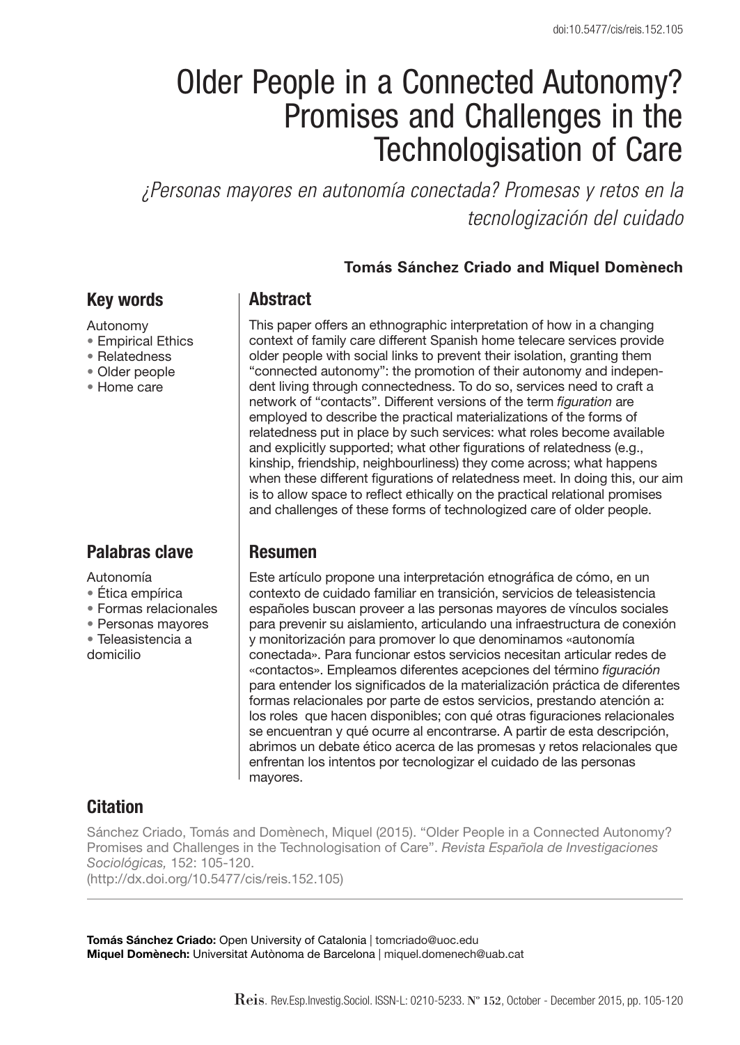doi:10.5477/cis/reis.152.105

# Older People in a Connected Autonomy? Promises and Challenges in the Technologisation of Care

*¿Personas mayores en autonomía conectada? Promesas y retos en la tecnologización del cuidado*

**Tomás Sánchez Criado and Miquel Domènech**

## Key words

Autonomy
- Empirical Ethics
- Relatedness
- Older people
- Home care

## Abstract

This paper offers an ethnographic interpretation of how in a changing context of family care different Spanish home telecare services provide older people with social links to prevent their isolation, granting them "connected autonomy": the promotion of their autonomy and independent living through connectedness. To do so, services need to craft a network of "contacts". Different versions of the term *figuration* are employed to describe the practical materializations of the forms of relatedness put in place by such services: what roles become available and explicitly supported; what other figurations of relatedness (e.g., kinship, friendship, neighbourliness) they come across; what happens when these different figurations of relatedness meet. In doing this, our aim is to allow space to reflect ethically on the practical relational promises and challenges of these forms of technologized care of older people.

## Palabras clave

Autonomía
- Ética empírica
- Formas relacionales
- Personas mayores
- Teleasistencia a domicilio

## Resumen

Este artículo propone una interpretación etnográfica de cómo, en un contexto de cuidado familiar en transición, servicios de teleasistencia españoles buscan proveer a las personas mayores de vínculos sociales para prevenir su aislamiento, articulando una infraestructura de conexión y monitorización para promover lo que denominamos «autonomía conectada». Para funcionar estos servicios necesitan articular redes de «contactos». Empleamos diferentes acepciones del término *figuración* para entender los significados de la materialización práctica de diferentes formas relacionales por parte de estos servicios, prestando atención a: los roles que hacen disponibles; con qué otras figuraciones relacionales se encuentran y qué ocurre al encontrarse. A partir de esta descripción, abrimos un debate ético acerca de las promesas y retos relacionales que enfrentan los intentos por tecnologizar el cuidado de las personas mayores.

## Citation

Sánchez Criado, Tomás and Domènech, Miquel (2015). "Older People in a Connected Autonomy? Promises and Challenges in the Technologisation of Care". *Revista Española de Investigaciones Sociológicas,* 152: 105-120.
(http://dx.doi.org/10.5477/cis/reis.152.105)

**Tomás Sánchez Criado:** Open University of Catalonia | tomcriado@uoc.edu
**Miquel Domènech:** Universitat Autònoma de Barcelona | miquel.domenech@uab.cat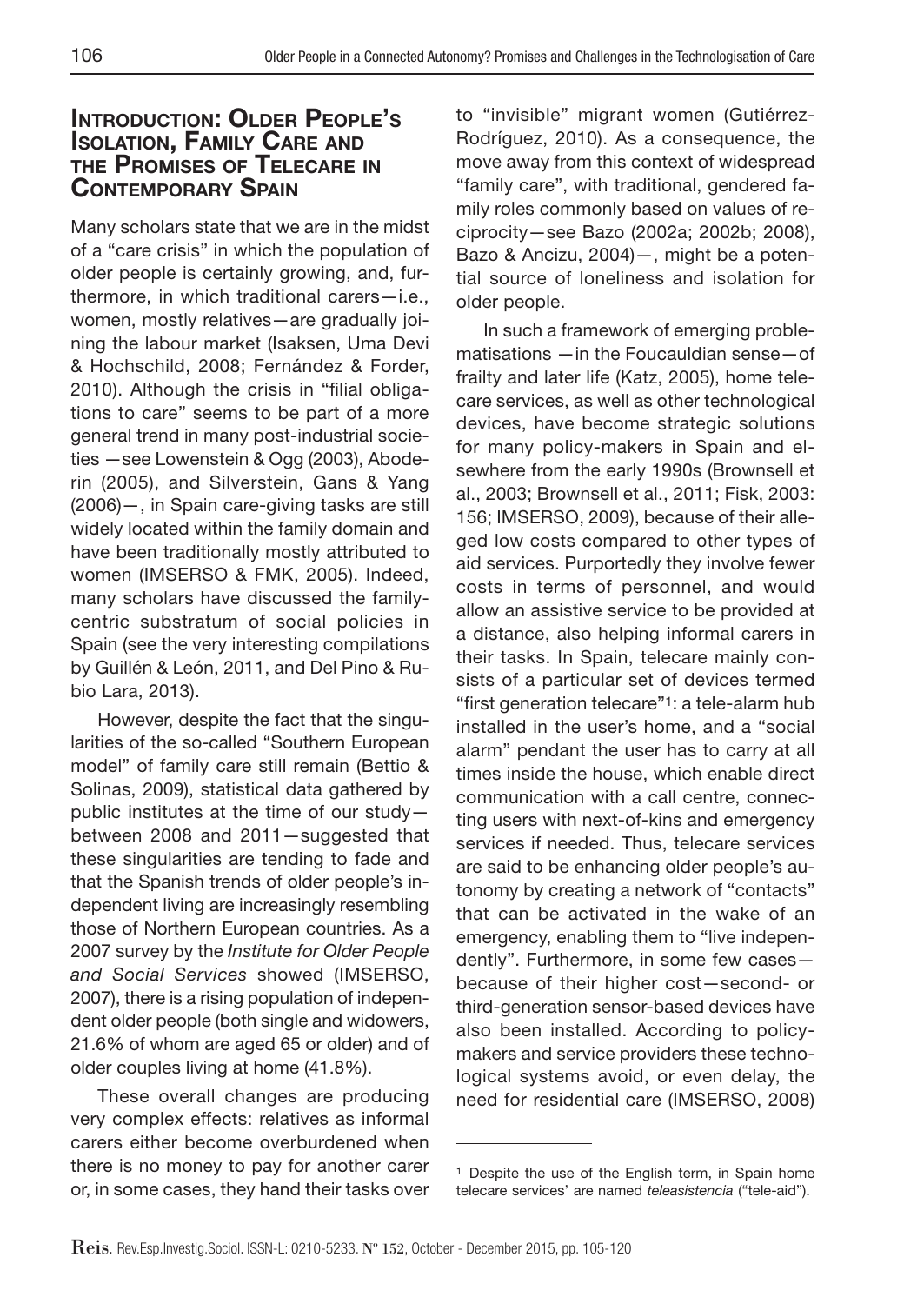## Introduction: Older People's Isolation, Family Care and the Promises of Telecare in Contemporary Spain

Many scholars state that we are in the midst of a "care crisis" in which the population of older people is certainly growing, and, furthermore, in which traditional carers—i.e., women, mostly relatives—are gradually joining the labour market (Isaksen, Uma Devi & Hochschild, 2008; Fernández & Forder, 2010). Although the crisis in "filial obligations to care" seems to be part of a more general trend in many post-industrial societies —see Lowenstein & Ogg (2003), Aboderin (2005), and Silverstein, Gans & Yang (2006)—, in Spain care-giving tasks are still widely located within the family domain and have been traditionally mostly attributed to women (IMSERSO & FMK, 2005). Indeed, many scholars have discussed the family-centric substratum of social policies in Spain (see the very interesting compilations by Guillén & León, 2011, and Del Pino & Rubio Lara, 2013).

However, despite the fact that the singularities of the so-called "Southern European model" of family care still remain (Bettio & Solinas, 2009), statistical data gathered by public institutes at the time of our study—between 2008 and 2011—suggested that these singularities are tending to fade and that the Spanish trends of older people's independent living are increasingly resembling those of Northern European countries. As a 2007 survey by the *Institute for Older People and Social Services* showed (IMSERSO, 2007), there is a rising population of independent older people (both single and widowers, 21.6% of whom are aged 65 or older) and of older couples living at home (41.8%).

These overall changes are producing very complex effects: relatives as informal carers either become overburdened when there is no money to pay for another carer or, in some cases, they hand their tasks over to "invisible" migrant women (Gutiérrez-Rodríguez, 2010). As a consequence, the move away from this context of widespread "family care", with traditional, gendered family roles commonly based on values of reciprocity—see Bazo (2002a; 2002b; 2008), Bazo & Ancizu, 2004)—, might be a potential source of loneliness and isolation for older people.

In such a framework of emerging problematisations —in the Foucauldian sense—of frailty and later life (Katz, 2005), home telecare services, as well as other technological devices, have become strategic solutions for many policy-makers in Spain and elsewhere from the early 1990s (Brownsell et al., 2003; Brownsell et al., 2011; Fisk, 2003: 156; IMSERSO, 2009), because of their alleged low costs compared to other types of aid services. Purportedly they involve fewer costs in terms of personnel, and would allow an assistive service to be provided at a distance, also helping informal carers in their tasks. In Spain, telecare mainly consists of a particular set of devices termed "first generation telecare"[1]: a tele-alarm hub installed in the user's home, and a "social alarm" pendant the user has to carry at all times inside the house, which enable direct communication with a call centre, connecting users with next-of-kins and emergency services if needed. Thus, telecare services are said to be enhancing older people's autonomy by creating a network of "contacts" that can be activated in the wake of an emergency, enabling them to "live independently". Furthermore, in some few cases—because of their higher cost—second- or third-generation sensor-based devices have also been installed. According to policy-makers and service providers these technological systems avoid, or even delay, the need for residential care (IMSERSO, 2008)

[1] Despite the use of the English term, in Spain home telecare services' are named *teleasistencia* ("tele-aid").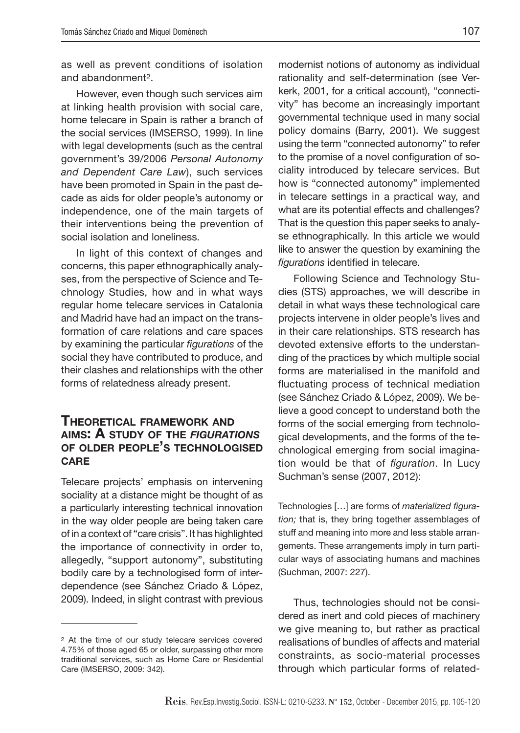as well as prevent conditions of isolation and abandonment[2].

However, even though such services aim at linking health provision with social care, home telecare in Spain is rather a branch of the social services (IMSERSO, 1999). In line with legal developments (such as the central government's 39/2006 *Personal Autonomy and Dependent Care Law*), such services have been promoted in Spain in the past decade as aids for older people's autonomy or independence, one of the main targets of their interventions being the prevention of social isolation and loneliness.

In light of this context of changes and concerns, this paper ethnographically analyses, from the perspective of Science and Technology Studies, how and in what ways regular home telecare services in Catalonia and Madrid have had an impact on the transformation of care relations and care spaces by examining the particular *figurations* of the social they have contributed to produce, and their clashes and relationships with the other forms of relatedness already present.

## Theoretical framework and aims: A study of the *figurations* of older people's technologised care

Telecare projects' emphasis on intervening sociality at a distance might be thought of as a particularly interesting technical innovation in the way older people are being taken care of in a context of "care crisis". It has highlighted the importance of connectivity in order to, allegedly, "support autonomy", substituting bodily care by a technologised form of interdependence (see Sánchez Criado & López, 2009). Indeed, in slight contrast with previous modernist notions of autonomy as individual rationality and self-determination (see Verkerk, 2001, for a critical account), "connectivity" has become an increasingly important governmental technique used in many social policy domains (Barry, 2001). We suggest using the term "connected autonomy" to refer to the promise of a novel configuration of sociality introduced by telecare services. But how is "connected autonomy" implemented in telecare settings in a practical way, and what are its potential effects and challenges? That is the question this paper seeks to analyse ethnographically. In this article we would like to answer the question by examining the *figurations* identified in telecare.

Following Science and Technology Studies (STS) approaches, we will describe in detail in what ways these technological care projects intervene in older people's lives and in their care relationships. STS research has devoted extensive efforts to the understanding of the practices by which multiple social forms are materialised in the manifold and fluctuating process of technical mediation (see Sánchez Criado & López, 2009). We believe a good concept to understand both the forms of the social emerging from technological developments, and the forms of the technological emerging from social imagination would be that of *figuration*. In Lucy Suchman's sense (2007, 2012):

> Technologies […] are forms of *materialized figuration;* that is, they bring together assemblages of stuff and meaning into more and less stable arrangements. These arrangements imply in turn particular ways of associating humans and machines (Suchman, 2007: 227).

Thus, technologies should not be considered as inert and cold pieces of machinery we give meaning to, but rather as practical realisations of bundles of affects and material constraints, as socio-material processes through which particular forms of related-

[2] At the time of our study telecare services covered 4.75% of those aged 65 or older, surpassing other more traditional services, such as Home Care or Residential Care (IMSERSO, 2009: 342).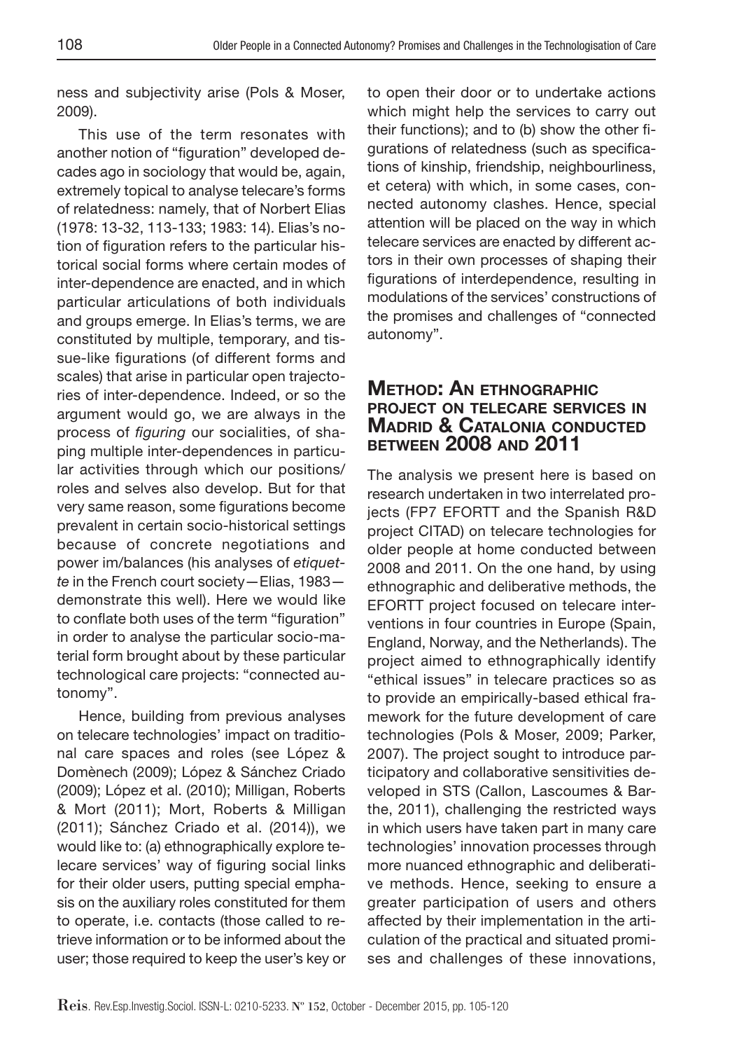ness and subjectivity arise (Pols & Moser, 2009).

This use of the term resonates with another notion of "figuration" developed decades ago in sociology that would be, again, extremely topical to analyse telecare's forms of relatedness: namely, that of Norbert Elias (1978: 13-32, 113-133; 1983: 14). Elias's notion of figuration refers to the particular historical social forms where certain modes of inter-dependence are enacted, and in which particular articulations of both individuals and groups emerge. In Elias's terms, we are constituted by multiple, temporary, and tissue-like figurations (of different forms and scales) that arise in particular open trajectories of inter-dependence. Indeed, or so the argument would go, we are always in the process of *figuring* our socialities, of shaping multiple inter-dependences in particular activities through which our positions/roles and selves also develop. But for that very same reason, some figurations become prevalent in certain socio-historical settings because of concrete negotiations and power im/balances (his analyses of *etiquette* in the French court society—Elias, 1983—demonstrate this well). Here we would like to conflate both uses of the term "figuration" in order to analyse the particular socio-material form brought about by these particular technological care projects: "connected autonomy".

Hence, building from previous analyses on telecare technologies' impact on traditional care spaces and roles (see López & Domènech (2009); López & Sánchez Criado (2009); López et al. (2010); Milligan, Roberts & Mort (2011); Mort, Roberts & Milligan (2011); Sánchez Criado et al. (2014)), we would like to: (a) ethnographically explore telecare services' way of figuring social links for their older users, putting special emphasis on the auxiliary roles constituted for them to operate, i.e. contacts (those called to retrieve information or to be informed about the user; those required to keep the user's key or to open their door or to undertake actions which might help the services to carry out their functions); and to (b) show the other figurations of relatedness (such as specifications of kinship, friendship, neighbourliness, et cetera) with which, in some cases, connected autonomy clashes. Hence, special attention will be placed on the way in which telecare services are enacted by different actors in their own processes of shaping their figurations of interdependence, resulting in modulations of the services' constructions of the promises and challenges of "connected autonomy".

## Method: An ethnographic project on telecare services in Madrid & Catalonia conducted between 2008 and 2011

The analysis we present here is based on research undertaken in two interrelated projects (FP7 EFORTT and the Spanish R&D project CITAD) on telecare technologies for older people at home conducted between 2008 and 2011. On the one hand, by using ethnographic and deliberative methods, the EFORTT project focused on telecare interventions in four countries in Europe (Spain, England, Norway, and the Netherlands). The project aimed to ethnographically identify "ethical issues" in telecare practices so as to provide an empirically-based ethical framework for the future development of care technologies (Pols & Moser, 2009; Parker, 2007). The project sought to introduce participatory and collaborative sensitivities developed in STS (Callon, Lascoumes & Barthe, 2011), challenging the restricted ways in which users have taken part in many care technologies' innovation processes through more nuanced ethnographic and deliberative methods. Hence, seeking to ensure a greater participation of users and others affected by their implementation in the articulation of the practical and situated promises and challenges of these innovations,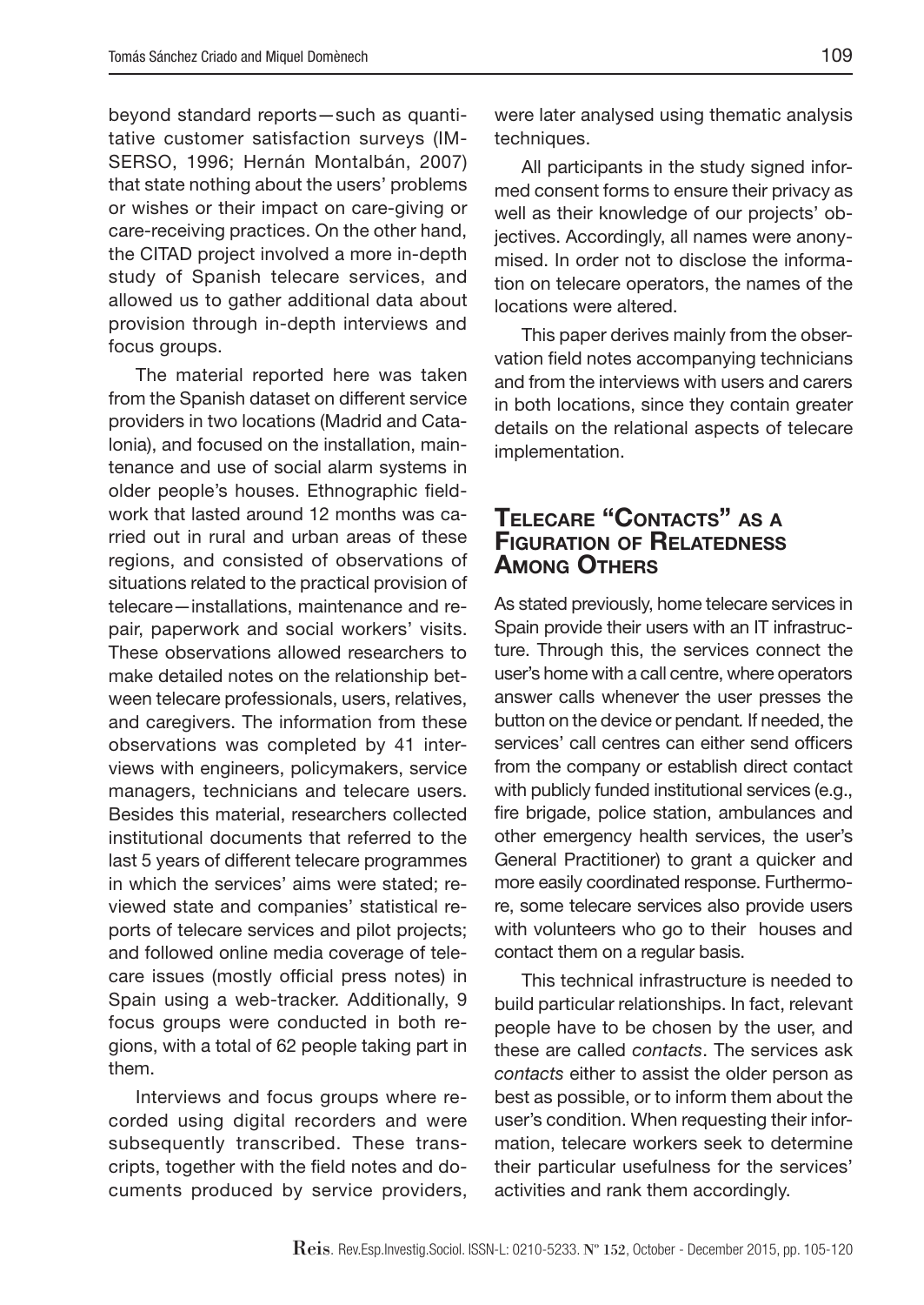beyond standard reports—such as quantitative customer satisfaction surveys (IMSERSO, 1996; Hernán Montalbán, 2007) that state nothing about the users' problems or wishes or their impact on care-giving or care-receiving practices. On the other hand, the CITAD project involved a more in-depth study of Spanish telecare services, and allowed us to gather additional data about provision through in-depth interviews and focus groups.

The material reported here was taken from the Spanish dataset on different service providers in two locations (Madrid and Catalonia), and focused on the installation, maintenance and use of social alarm systems in older people's houses. Ethnographic fieldwork that lasted around 12 months was carried out in rural and urban areas of these regions, and consisted of observations of situations related to the practical provision of telecare—installations, maintenance and repair, paperwork and social workers' visits. These observations allowed researchers to make detailed notes on the relationship between telecare professionals, users, relatives, and caregivers. The information from these observations was completed by 41 interviews with engineers, policymakers, service managers, technicians and telecare users. Besides this material, researchers collected institutional documents that referred to the last 5 years of different telecare programmes in which the services' aims were stated; reviewed state and companies' statistical reports of telecare services and pilot projects; and followed online media coverage of telecare issues (mostly official press notes) in Spain using a web-tracker. Additionally, 9 focus groups were conducted in both regions, with a total of 62 people taking part in them.

Interviews and focus groups where recorded using digital recorders and were subsequently transcribed. These transcripts, together with the field notes and documents produced by service providers, were later analysed using thematic analysis techniques.

All participants in the study signed informed consent forms to ensure their privacy as well as their knowledge of our projects' objectives. Accordingly, all names were anonymised. In order not to disclose the information on telecare operators, the names of the locations were altered.

This paper derives mainly from the observation field notes accompanying technicians and from the interviews with users and carers in both locations, since they contain greater details on the relational aspects of telecare implementation.

## Telecare "Contacts" as a Figuration of Relatedness Among Others

As stated previously, home telecare services in Spain provide their users with an IT infrastructure. Through this, the services connect the user's home with a call centre, where operators answer calls whenever the user presses the button on the device or pendant. If needed, the services' call centres can either send officers from the company or establish direct contact with publicly funded institutional services (e.g., fire brigade, police station, ambulances and other emergency health services, the user's General Practitioner) to grant a quicker and more easily coordinated response. Furthermore, some telecare services also provide users with volunteers who go to their houses and contact them on a regular basis.

This technical infrastructure is needed to build particular relationships. In fact, relevant people have to be chosen by the user, and these are called *contacts*. The services ask *contacts* either to assist the older person as best as possible, or to inform them about the user's condition. When requesting their information, telecare workers seek to determine their particular usefulness for the services' activities and rank them accordingly.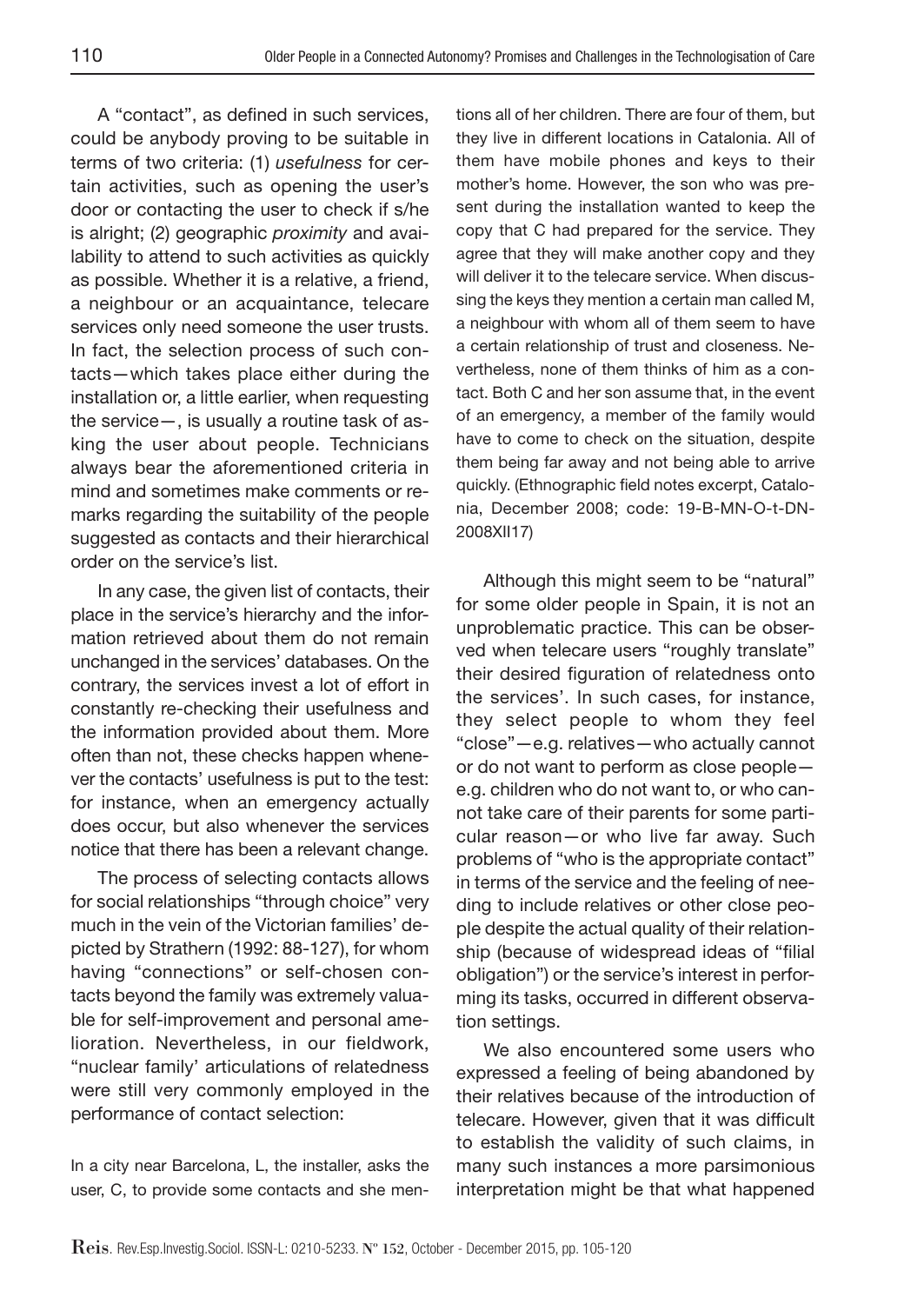A "contact", as defined in such services, could be anybody proving to be suitable in terms of two criteria: (1) *usefulness* for certain activities, such as opening the user's door or contacting the user to check if s/he is alright; (2) geographic *proximity* and availability to attend to such activities as quickly as possible. Whether it is a relative, a friend, a neighbour or an acquaintance, telecare services only need someone the user trusts. In fact, the selection process of such contacts—which takes place either during the installation or, a little earlier, when requesting the service—, is usually a routine task of asking the user about people. Technicians always bear the aforementioned criteria in mind and sometimes make comments or remarks regarding the suitability of the people suggested as contacts and their hierarchical order on the service's list.

In any case, the given list of contacts, their place in the service's hierarchy and the information retrieved about them do not remain unchanged in the services' databases. On the contrary, the services invest a lot of effort in constantly re-checking their usefulness and the information provided about them. More often than not, these checks happen whenever the contacts' usefulness is put to the test: for instance, when an emergency actually does occur, but also whenever the services notice that there has been a relevant change.

The process of selecting contacts allows for social relationships "through choice" very much in the vein of the Victorian families' depicted by Strathern (1992: 88-127), for whom having "connections" or self-chosen contacts beyond the family was extremely valuable for self-improvement and personal amelioration. Nevertheless, in our fieldwork, "nuclear family' articulations of relatedness were still very commonly employed in the performance of contact selection:

> In a city near Barcelona, L, the installer, asks the user, C, to provide some contacts and she mentions all of her children. There are four of them, but they live in different locations in Catalonia. All of them have mobile phones and keys to their mother's home. However, the son who was present during the installation wanted to keep the copy that C had prepared for the service. They agree that they will make another copy and they will deliver it to the telecare service. When discussing the keys they mention a certain man called M, a neighbour with whom all of them seem to have a certain relationship of trust and closeness. Nevertheless, none of them thinks of him as a contact. Both C and her son assume that, in the event of an emergency, a member of the family would have to come to check on the situation, despite them being far away and not being able to arrive quickly. (Ethnographic field notes excerpt, Catalonia, December 2008; code: 19-B-MN-O-t-DN-2008XII17)

Although this might seem to be "natural" for some older people in Spain, it is not an unproblematic practice. This can be observed when telecare users "roughly translate" their desired figuration of relatedness onto the services'. In such cases, for instance, they select people to whom they feel "close"—e.g. relatives—who actually cannot or do not want to perform as close people—e.g. children who do not want to, or who cannot take care of their parents for some particular reason—or who live far away. Such problems of "who is the appropriate contact" in terms of the service and the feeling of needing to include relatives or other close people despite the actual quality of their relationship (because of widespread ideas of "filial obligation") or the service's interest in performing its tasks, occurred in different observation settings.

We also encountered some users who expressed a feeling of being abandoned by their relatives because of the introduction of telecare. However, given that it was difficult to establish the validity of such claims, in many such instances a more parsimonious interpretation might be that what happened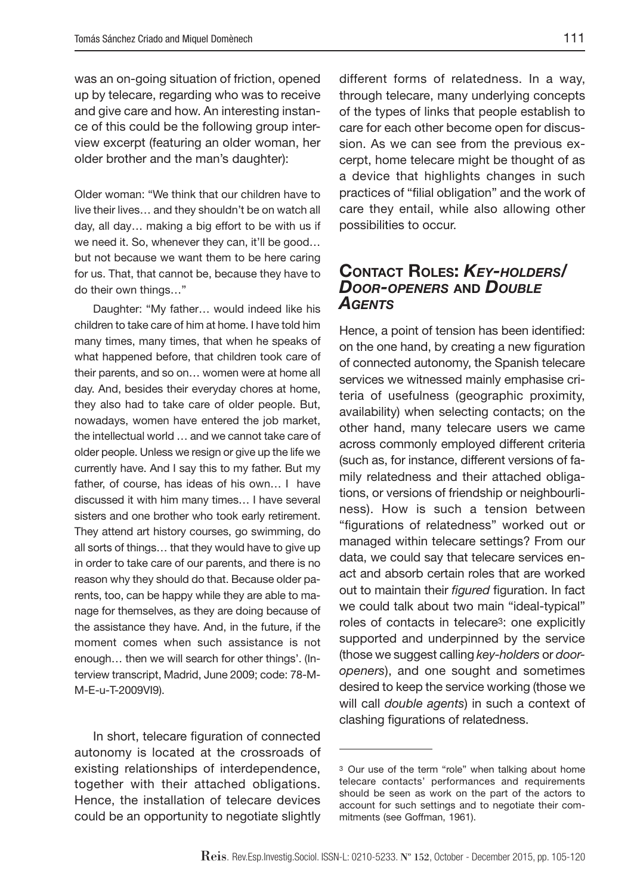was an on-going situation of friction, opened up by telecare, regarding who was to receive and give care and how. An interesting instance of this could be the following group interview excerpt (featuring an older woman, her older brother and the man's daughter):

> Older woman: "We think that our children have to live their lives… and they shouldn't be on watch all day, all day… making a big effort to be with us if we need it. So, whenever they can, it'll be good… but not because we want them to be here caring for us. That, that cannot be, because they have to do their own things…"
>
> Daughter: "My father… would indeed like his children to take care of him at home. I have told him many times, many times, that when he speaks of what happened before, that children took care of their parents, and so on… women were at home all day. And, besides their everyday chores at home, they also had to take care of older people. But, nowadays, women have entered the job market, the intellectual world … and we cannot take care of older people. Unless we resign or give up the life we currently have. And I say this to my father. But my father, of course, has ideas of his own… I have discussed it with him many times… I have several sisters and one brother who took early retirement. They attend art history courses, go swimming, do all sorts of things… that they would have to give up in order to take care of our parents, and there is no reason why they should do that. Because older parents, too, can be happy while they are able to manage for themselves, as they are doing because of the assistance they have. And, in the future, if the moment comes when such assistance is not enough… then we will search for other things'. (Interview transcript, Madrid, June 2009; code: 78-M-M-E-u-T-2009VI9).

In short, telecare figuration of connected autonomy is located at the crossroads of existing relationships of interdependence, together with their attached obligations. Hence, the installation of telecare devices could be an opportunity to negotiate slightly different forms of relatedness. In a way, through telecare, many underlying concepts of the types of links that people establish to care for each other become open for discussion. As we can see from the previous excerpt, home telecare might be thought of as a device that highlights changes in such practices of "filial obligation" and the work of care they entail, while also allowing other possibilities to occur.

## Contact Roles: *Key-holders/ Door-openers* and *Double Agents*

Hence, a point of tension has been identified: on the one hand, by creating a new figuration of connected autonomy, the Spanish telecare services we witnessed mainly emphasise criteria of usefulness (geographic proximity, availability) when selecting contacts; on the other hand, many telecare users we came across commonly employed different criteria (such as, for instance, different versions of family relatedness and their attached obligations, or versions of friendship or neighbourliness). How is such a tension between "figurations of relatedness" worked out or managed within telecare settings? From our data, we could say that telecare services enact and absorb certain roles that are worked out to maintain their *figured* figuration. In fact we could talk about two main "ideal-typical" roles of contacts in telecare[3]: one explicitly supported and underpinned by the service (those we suggest calling *key-holders* or *door-openers*), and one sought and sometimes desired to keep the service working (those we will call *double agents*) in such a context of clashing figurations of relatedness.

---

[3] Our use of the term "role" when talking about home telecare contacts' performances and requirements should be seen as work on the part of the actors to account for such settings and to negotiate their commitments (see Goffman, 1961).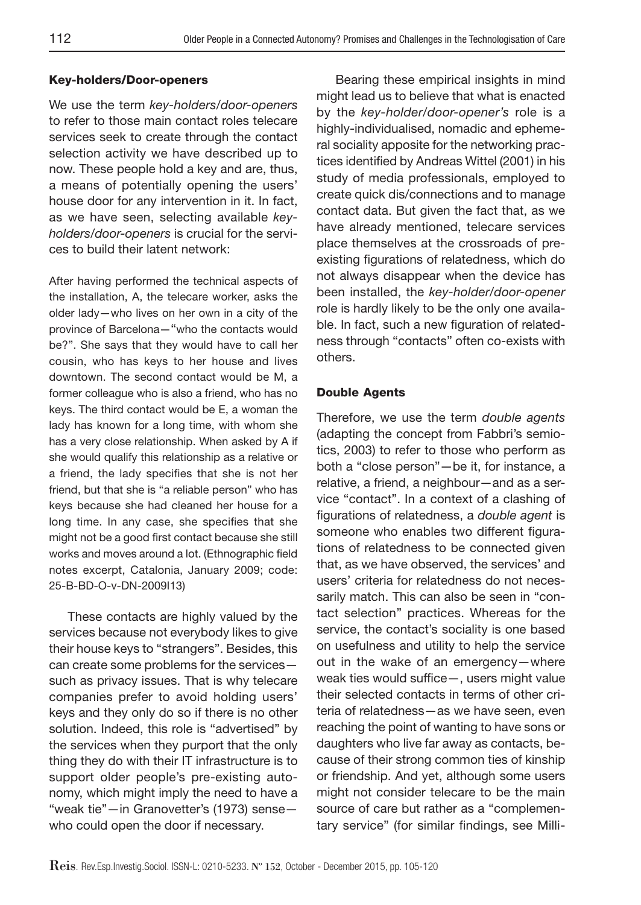#### Key-holders/Door-openers

We use the term *key-holders/door-openers* to refer to those main contact roles telecare services seek to create through the contact selection activity we have described up to now. These people hold a key and are, thus, a means of potentially opening the users' house door for any intervention in it. In fact, as we have seen, selecting available *key-holders/door-openers* is crucial for the services to build their latent network:

> After having performed the technical aspects of the installation, A, the telecare worker, asks the older lady—who lives on her own in a city of the province of Barcelona—"who the contacts would be?". She says that they would have to call her cousin, who has keys to her house and lives downtown. The second contact would be M, a former colleague who is also a friend, who has no keys. The third contact would be E, a woman the lady has known for a long time, with whom she has a very close relationship. When asked by A if she would qualify this relationship as a relative or a friend, the lady specifies that she is not her friend, but that she is "a reliable person" who has keys because she had cleaned her house for a long time. In any case, she specifies that she might not be a good first contact because she still works and moves around a lot. (Ethnographic field notes excerpt, Catalonia, January 2009; code: 25-B-BD-O-v-DN-2009I13)

These contacts are highly valued by the services because not everybody likes to give their house keys to "strangers". Besides, this can create some problems for the services—such as privacy issues. That is why telecare companies prefer to avoid holding users' keys and they only do so if there is no other solution. Indeed, this role is "advertised" by the services when they purport that the only thing they do with their IT infrastructure is to support older people's pre-existing autonomy, which might imply the need to have a "weak tie"—in Granovetter's (1973) sense—who could open the door if necessary.

Bearing these empirical insights in mind might lead us to believe that what is enacted by the *key-holder/door-opener's* role is a highly-individualised, nomadic and ephemeral sociality apposite for the networking practices identified by Andreas Wittel (2001) in his study of media professionals, employed to create quick dis/connections and to manage contact data. But given the fact that, as we have already mentioned, telecare services place themselves at the crossroads of pre-existing figurations of relatedness, which do not always disappear when the device has been installed, the *key-holder/door-opener* role is hardly likely to be the only one available. In fact, such a new figuration of relatedness through "contacts" often co-exists with others.

#### Double Agents

Therefore, we use the term *double agents* (adapting the concept from Fabbri's semiotics, 2003) to refer to those who perform as both a "close person"—be it, for instance, a relative, a friend, a neighbour—and as a service "contact". In a context of a clashing of figurations of relatedness, a *double agent* is someone who enables two different figurations of relatedness to be connected given that, as we have observed, the services' and users' criteria for relatedness do not necessarily match. This can also be seen in "contact selection" practices. Whereas for the service, the contact's sociality is one based on usefulness and utility to help the service out in the wake of an emergency—where weak ties would suffice—, users might value their selected contacts in terms of other criteria of relatedness—as we have seen, even reaching the point of wanting to have sons or daughters who live far away as contacts, because of their strong common ties of kinship or friendship. And yet, although some users might not consider telecare to be the main source of care but rather as a "complementary service" (for similar findings, see Milli-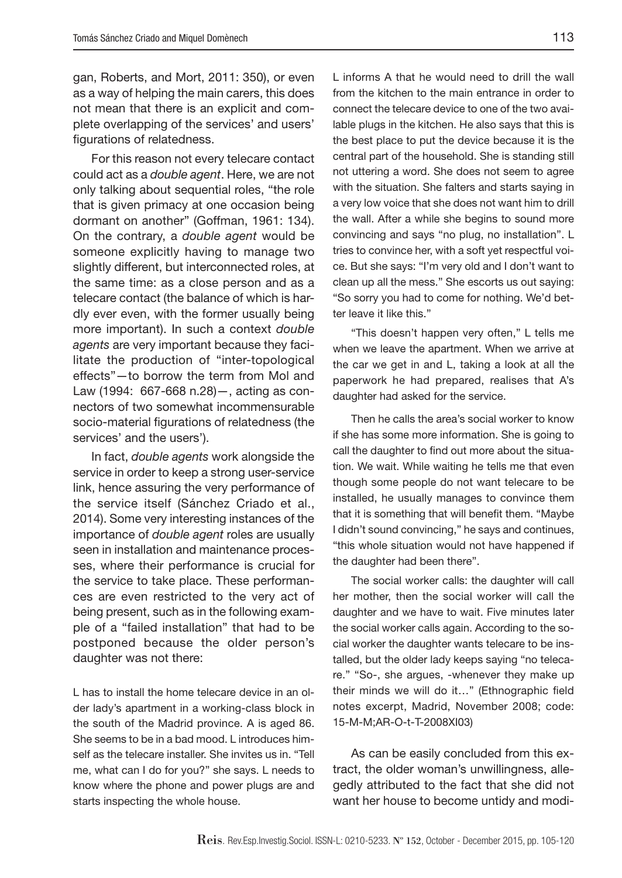gan, Roberts, and Mort, 2011: 350), or even as a way of helping the main carers, this does not mean that there is an explicit and complete overlapping of the services' and users' figurations of relatedness.

For this reason not every telecare contact could act as a *double agent*. Here, we are not only talking about sequential roles, "the role that is given primacy at one occasion being dormant on another" (Goffman, 1961: 134). On the contrary, a *double agent* would be someone explicitly having to manage two slightly different, but interconnected roles, at the same time: as a close person and as a telecare contact (the balance of which is hardly ever even, with the former usually being more important). In such a context *double agents* are very important because they facilitate the production of "inter-topological effects"—to borrow the term from Mol and Law (1994: 667-668 n.28)—, acting as connectors of two somewhat incommensurable socio-material figurations of relatedness (the services' and the users').

In fact, *double agents* work alongside the service in order to keep a strong user-service link, hence assuring the very performance of the service itself (Sánchez Criado et al., 2014). Some very interesting instances of the importance of *double agent* roles are usually seen in installation and maintenance processes, where their performance is crucial for the service to take place. These performances are even restricted to the very act of being present, such as in the following example of a "failed installation" that had to be postponed because the older person's daughter was not there:

> L has to install the home telecare device in an older lady's apartment in a working-class block in the south of the Madrid province. A is aged 86. She seems to be in a bad mood. L introduces himself as the telecare installer. She invites us in. "Tell me, what can I do for you?" she says. L needs to know where the phone and power plugs are and starts inspecting the whole house.
>
> L informs A that he would need to drill the wall from the kitchen to the main entrance in order to connect the telecare device to one of the two available plugs in the kitchen. He also says that this is the best place to put the device because it is the central part of the household. She is standing still not uttering a word. She does not seem to agree with the situation. She falters and starts saying in a very low voice that she does not want him to drill the wall. After a while she begins to sound more convincing and says "no plug, no installation". L tries to convince her, with a soft yet respectful voice. But she says: "I'm very old and I don't want to clean up all the mess." She escorts us out saying: "So sorry you had to come for nothing. We'd better leave it like this."
>
> "This doesn't happen very often," L tells me when we leave the apartment. When we arrive at the car we get in and L, taking a look at all the paperwork he had prepared, realises that A's daughter had asked for the service.
>
> Then he calls the area's social worker to know if she has some more information. She is going to call the daughter to find out more about the situation. We wait. While waiting he tells me that even though some people do not want telecare to be installed, he usually manages to convince them that it is something that will benefit them. "Maybe I didn't sound convincing," he says and continues, "this whole situation would not have happened if the daughter had been there".
>
> The social worker calls: the daughter will call her mother, then the social worker will call the daughter and we have to wait. Five minutes later the social worker calls again. According to the social worker the daughter wants telecare to be installed, but the older lady keeps saying "no telecare." "So-, she argues, -whenever they make up their minds we will do it…" (Ethnographic field notes excerpt, Madrid, November 2008; code: 15-M-M;AR-O-t-T-2008XI03)

As can be easily concluded from this extract, the older woman's unwillingness, allegedly attributed to the fact that she did not want her house to become untidy and modi-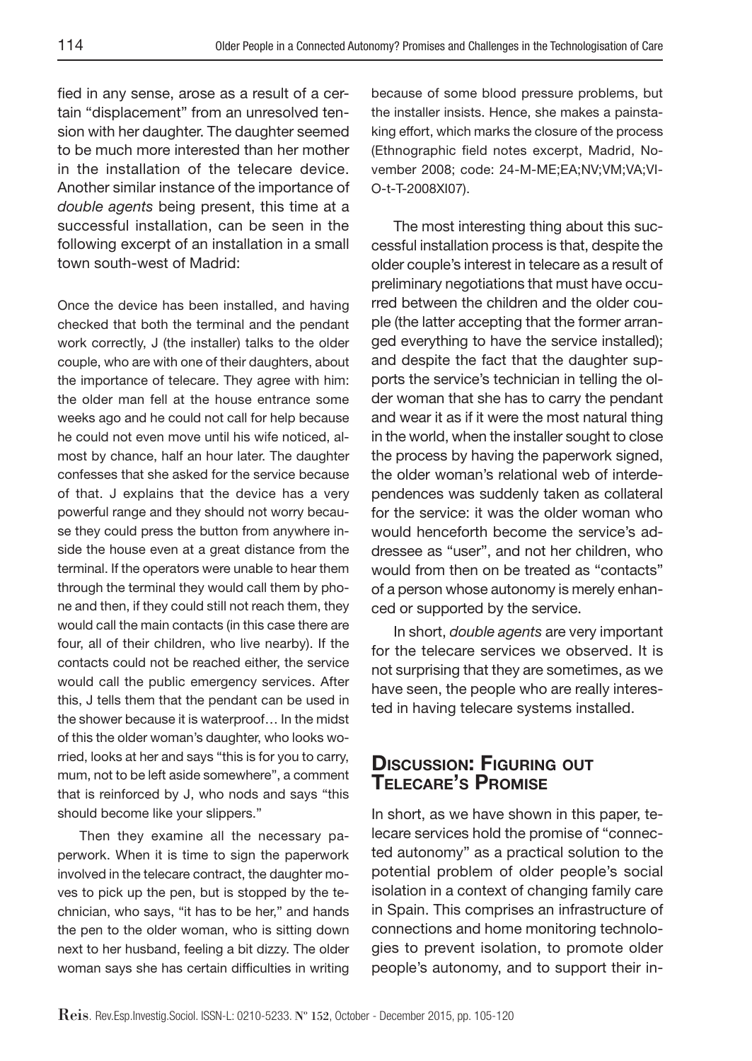fied in any sense, arose as a result of a certain "displacement" from an unresolved tension with her daughter. The daughter seemed to be much more interested than her mother in the installation of the telecare device. Another similar instance of the importance of *double agents* being present, this time at a successful installation, can be seen in the following excerpt of an installation in a small town south-west of Madrid:

Once the device has been installed, and having checked that both the terminal and the pendant work correctly, J (the installer) talks to the older couple, who are with one of their daughters, about the importance of telecare. They agree with him: the older man fell at the house entrance some weeks ago and he could not call for help because he could not even move until his wife noticed, almost by chance, half an hour later. The daughter confesses that she asked for the service because of that. J explains that the device has a very powerful range and they should not worry because they could press the button from anywhere inside the house even at a great distance from the terminal. If the operators were unable to hear them through the terminal they would call them by phone and then, if they could still not reach them, they would call the main contacts (in this case there are four, all of their children, who live nearby). If the contacts could not be reached either, the service would call the public emergency services. After this, J tells them that the pendant can be used in the shower because it is waterproof… In the midst of this the older woman's daughter, who looks worried, looks at her and says "this is for you to carry, mum, not to be left aside somewhere", a comment that is reinforced by J, who nods and says "this should become like your slippers."

Then they examine all the necessary paperwork. When it is time to sign the paperwork involved in the telecare contract, the daughter moves to pick up the pen, but is stopped by the technician, who says, "it has to be her," and hands the pen to the older woman, who is sitting down next to her husband, feeling a bit dizzy. The older woman says she has certain difficulties in writing because of some blood pressure problems, but the installer insists. Hence, she makes a painstaking effort, which marks the closure of the process (Ethnographic field notes excerpt, Madrid, November 2008; code: 24-M-ME;EA;NV;VM;VA;VI-O-t-T-2008XI07).

The most interesting thing about this successful installation process is that, despite the older couple's interest in telecare as a result of preliminary negotiations that must have occurred between the children and the older couple (the latter accepting that the former arranged everything to have the service installed); and despite the fact that the daughter supports the service's technician in telling the older woman that she has to carry the pendant and wear it as if it were the most natural thing in the world, when the installer sought to close the process by having the paperwork signed, the older woman's relational web of interdependences was suddenly taken as collateral for the service: it was the older woman who would henceforth become the service's addressee as "user", and not her children, who would from then on be treated as "contacts" of a person whose autonomy is merely enhanced or supported by the service.

In short, *double agents* are very important for the telecare services we observed. It is not surprising that they are sometimes, as we have seen, the people who are really interested in having telecare systems installed.

## Discussion: Figuring out Telecare's Promise

In short, as we have shown in this paper, telecare services hold the promise of "connected autonomy" as a practical solution to the potential problem of older people's social isolation in a context of changing family care in Spain. This comprises an infrastructure of connections and home monitoring technologies to prevent isolation, to promote older people's autonomy, and to support their in-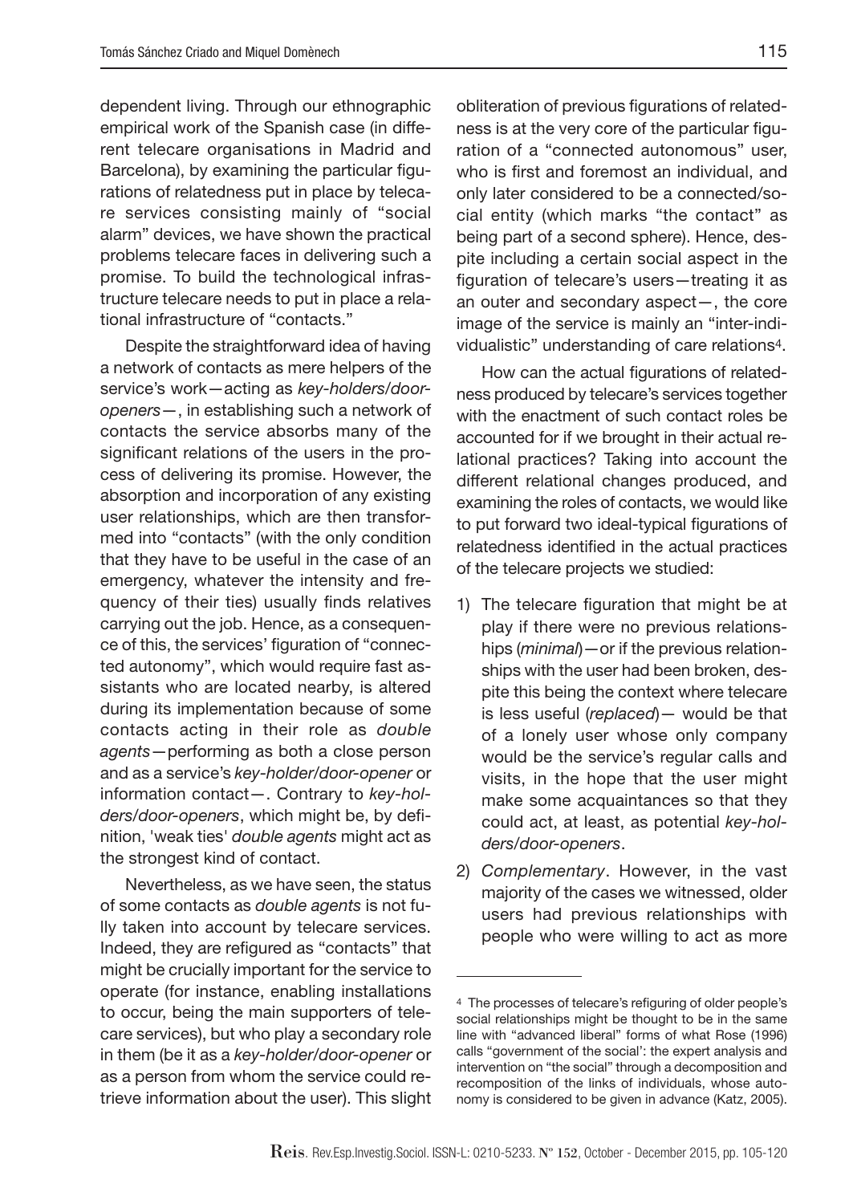dependent living. Through our ethnographic empirical work of the Spanish case (in different telecare organisations in Madrid and Barcelona), by examining the particular figurations of relatedness put in place by telecare services consisting mainly of "social alarm" devices, we have shown the practical problems telecare faces in delivering such a promise. To build the technological infrastructure telecare needs to put in place a relational infrastructure of "contacts."

Despite the straightforward idea of having a network of contacts as mere helpers of the service's work—acting as *key-holders/door-openers*—, in establishing such a network of contacts the service absorbs many of the significant relations of the users in the process of delivering its promise. However, the absorption and incorporation of any existing user relationships, which are then transformed into "contacts" (with the only condition that they have to be useful in the case of an emergency, whatever the intensity and frequency of their ties) usually finds relatives carrying out the job. Hence, as a consequence of this, the services' figuration of "connected autonomy", which would require fast assistants who are located nearby, is altered during its implementation because of some contacts acting in their role as *double agents*—performing as both a close person and as a service's *key-holder/door-opener* or information contact—. Contrary to *key-holders/door-openers*, which might be, by definition, 'weak ties' *double agents* might act as the strongest kind of contact.

Nevertheless, as we have seen, the status of some contacts as *double agents* is not fully taken into account by telecare services. Indeed, they are refigured as "contacts" that might be crucially important for the service to operate (for instance, enabling installations to occur, being the main supporters of telecare services), but who play a secondary role in them (be it as a *key-holder/door-opener* or as a person from whom the service could retrieve information about the user). This slight obliteration of previous figurations of relatedness is at the very core of the particular figuration of a "connected autonomous" user, who is first and foremost an individual, and only later considered to be a connected/social entity (which marks "the contact" as being part of a second sphere). Hence, despite including a certain social aspect in the figuration of telecare's users—treating it as an outer and secondary aspect—, the core image of the service is mainly an "inter-individualistic" understanding of care relations[4].

How can the actual figurations of relatedness produced by telecare's services together with the enactment of such contact roles be accounted for if we brought in their actual relational practices? Taking into account the different relational changes produced, and examining the roles of contacts, we would like to put forward two ideal-typical figurations of relatedness identified in the actual practices of the telecare projects we studied:

1) The telecare figuration that might be at play if there were no previous relationships (*minimal*)—or if the previous relationships with the user had been broken, despite this being the context where telecare is less useful (*replaced*)— would be that of a lonely user whose only company would be the service's regular calls and visits, in the hope that the user might make some acquaintances so that they could act, at least, as potential *key-holders/door-openers*.
2) *Complementary*. However, in the vast majority of the cases we witnessed, older users had previous relationships with people who were willing to act as more

[4] The processes of telecare's refiguring of older people's social relationships might be thought to be in the same line with "advanced liberal" forms of what Rose (1996) calls "government of the social': the expert analysis and intervention on "the social" through a decomposition and recomposition of the links of individuals, whose autonomy is considered to be given in advance (Katz, 2005).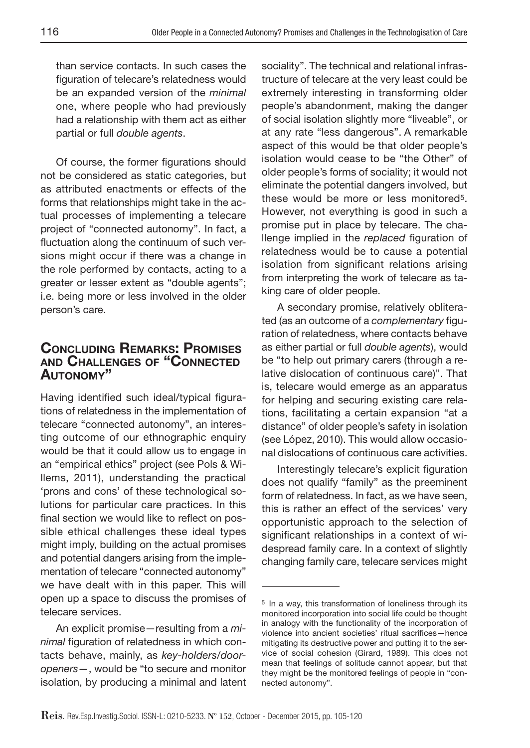than service contacts. In such cases the figuration of telecare's relatedness would be an expanded version of the *minimal* one, where people who had previously had a relationship with them act as either partial or full *double agents*.

Of course, the former figurations should not be considered as static categories, but as attributed enactments or effects of the forms that relationships might take in the actual processes of implementing a telecare project of "connected autonomy". In fact, a fluctuation along the continuum of such versions might occur if there was a change in the role performed by contacts, acting to a greater or lesser extent as "double agents"; i.e. being more or less involved in the older person's care.

## Concluding Remarks: Promises and Challenges of "Connected Autonomy"

Having identified such ideal/typical figurations of relatedness in the implementation of telecare "connected autonomy", an interesting outcome of our ethnographic enquiry would be that it could allow us to engage in an "empirical ethics" project (see Pols & Willems, 2011), understanding the practical 'prons and cons' of these technological solutions for particular care practices. In this final section we would like to reflect on possible ethical challenges these ideal types might imply, building on the actual promises and potential dangers arising from the implementation of telecare "connected autonomy" we have dealt with in this paper. This will open up a space to discuss the promises of telecare services.

An explicit promise—resulting from a *minimal* figuration of relatedness in which contacts behave, mainly, as *key-holders/door-openers*—, would be "to secure and monitor isolation, by producing a minimal and latent sociality". The technical and relational infrastructure of telecare at the very least could be extremely interesting in transforming older people's abandonment, making the danger of social isolation slightly more "liveable", or at any rate "less dangerous". A remarkable aspect of this would be that older people's isolation would cease to be "the Other" of older people's forms of sociality; it would not eliminate the potential dangers involved, but these would be more or less monitored[5]. However, not everything is good in such a promise put in place by telecare. The challenge implied in the *replaced* figuration of relatedness would be to cause a potential isolation from significant relations arising from interpreting the work of telecare as taking care of older people.

A secondary promise, relatively obliterated (as an outcome of a *complementary* figuration of relatedness, where contacts behave as either partial or full *double agents*), would be "to help out primary carers (through a relative dislocation of continuous care)". That is, telecare would emerge as an apparatus for helping and securing existing care relations, facilitating a certain expansion "at a distance" of older people's safety in isolation (see López, 2010). This would allow occasional dislocations of continuous care activities.

Interestingly telecare's explicit figuration does not qualify "family" as the preeminent form of relatedness. In fact, as we have seen, this is rather an effect of the services' very opportunistic approach to the selection of significant relationships in a context of widespread family care. In a context of slightly changing family care, telecare services might

---

[5] In a way, this transformation of loneliness through its monitored incorporation into social life could be thought in analogy with the functionality of the incorporation of violence into ancient societies' ritual sacrifices—hence mitigating its destructive power and putting it to the service of social cohesion (Girard, 1989). This does not mean that feelings of solitude cannot appear, but that they might be the monitored feelings of people in "connected autonomy".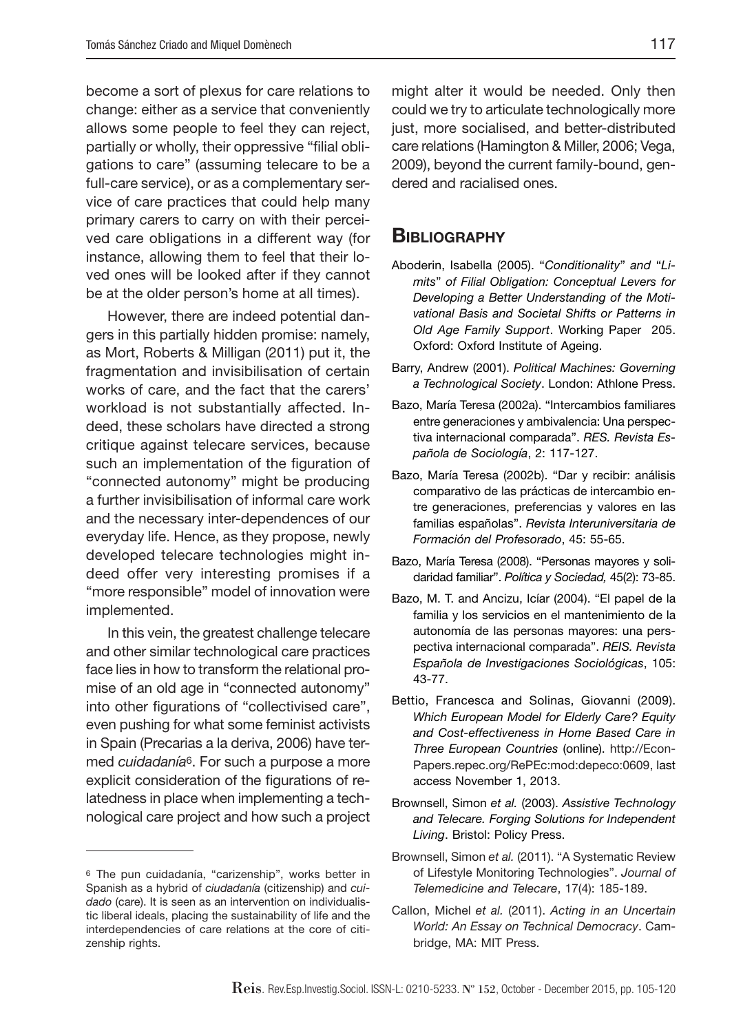become a sort of plexus for care relations to change: either as a service that conveniently allows some people to feel they can reject, partially or wholly, their oppressive "filial obligations to care" (assuming telecare to be a full-care service), or as a complementary service of care practices that could help many primary carers to carry on with their perceived care obligations in a different way (for instance, allowing them to feel that their loved ones will be looked after if they cannot be at the older person's home at all times).

However, there are indeed potential dangers in this partially hidden promise: namely, as Mort, Roberts & Milligan (2011) put it, the fragmentation and invisibilisation of certain works of care, and the fact that the carers' workload is not substantially affected. Indeed, these scholars have directed a strong critique against telecare services, because such an implementation of the figuration of "connected autonomy" might be producing a further invisibilisation of informal care work and the necessary inter-dependences of our everyday life. Hence, as they propose, newly developed telecare technologies might indeed offer very interesting promises if a "more responsible" model of innovation were implemented.

In this vein, the greatest challenge telecare and other similar technological care practices face lies in how to transform the relational promise of an old age in "connected autonomy" into other figurations of "collectivised care", even pushing for what some feminist activists in Spain (Precarias a la deriva, 2006) have termed *cuidadanía*[6]. For such a purpose a more explicit consideration of the figurations of relatedness in place when implementing a technological care project and how such a project might alter it would be needed. Only then could we try to articulate technologically more just, more socialised, and better-distributed care relations (Hamington & Miller, 2006; Vega, 2009), beyond the current family-bound, gendered and racialised ones.

## Bibliography

Aboderin, Isabella (2005). "*Conditionality*" *and* "*Limits*" *of Filial Obligation: Conceptual Levers for Developing a Better Understanding of the Motivational Basis and Societal Shifts or Patterns in Old Age Family Support*. Working Paper 205. Oxford: Oxford Institute of Ageing.

Barry, Andrew (2001). *Political Machines: Governing a Technological Society*. London: Athlone Press.

Bazo, María Teresa (2002a). "Intercambios familiares entre generaciones y ambivalencia: Una perspectiva internacional comparada". *RES. Revista Española de Sociología*, 2: 117-127.

Bazo, María Teresa (2002b). "Dar y recibir: análisis comparativo de las prácticas de intercambio entre generaciones, preferencias y valores en las familias españolas". *Revista Interuniversitaria de Formación del Profesorado*, 45: 55-65.

Bazo, María Teresa (2008). "Personas mayores y solidaridad familiar". *Política y Sociedad,* 45(2): 73-85.

Bazo, M. T. and Ancizu, Icíar (2004). "El papel de la familia y los servicios en el mantenimiento de la autonomía de las personas mayores: una perspectiva internacional comparada". *REIS. Revista Española de Investigaciones Sociológicas*, 105: 43-77.

Bettio, Francesca and Solinas, Giovanni (2009). *Which European Model for Elderly Care? Equity and Cost-effectiveness in Home Based Care in Three European Countries* (online). http://EconPapers.repec.org/RePEc:mod:depeco:0609, last access November 1, 2013.

Brownsell, Simon *et al.* (2003). *Assistive Technology and Telecare. Forging Solutions for Independent Living*. Bristol: Policy Press.

Brownsell, Simon *et al.* (2011). "A Systematic Review of Lifestyle Monitoring Technologies". *Journal of Telemedicine and Telecare*, 17(4): 185-189.

Callon, Michel *et al.* (2011). *Acting in an Uncertain World: An Essay on Technical Democracy*. Cambridge, MA: MIT Press.

---

[6] The pun cuidadanía, "carizenship", works better in Spanish as a hybrid of *ciudadanía* (citizenship) and *cuidado* (care). It is seen as an intervention on individualistic liberal ideals, placing the sustainability of life and the interdependencies of care relations at the core of citizenship rights.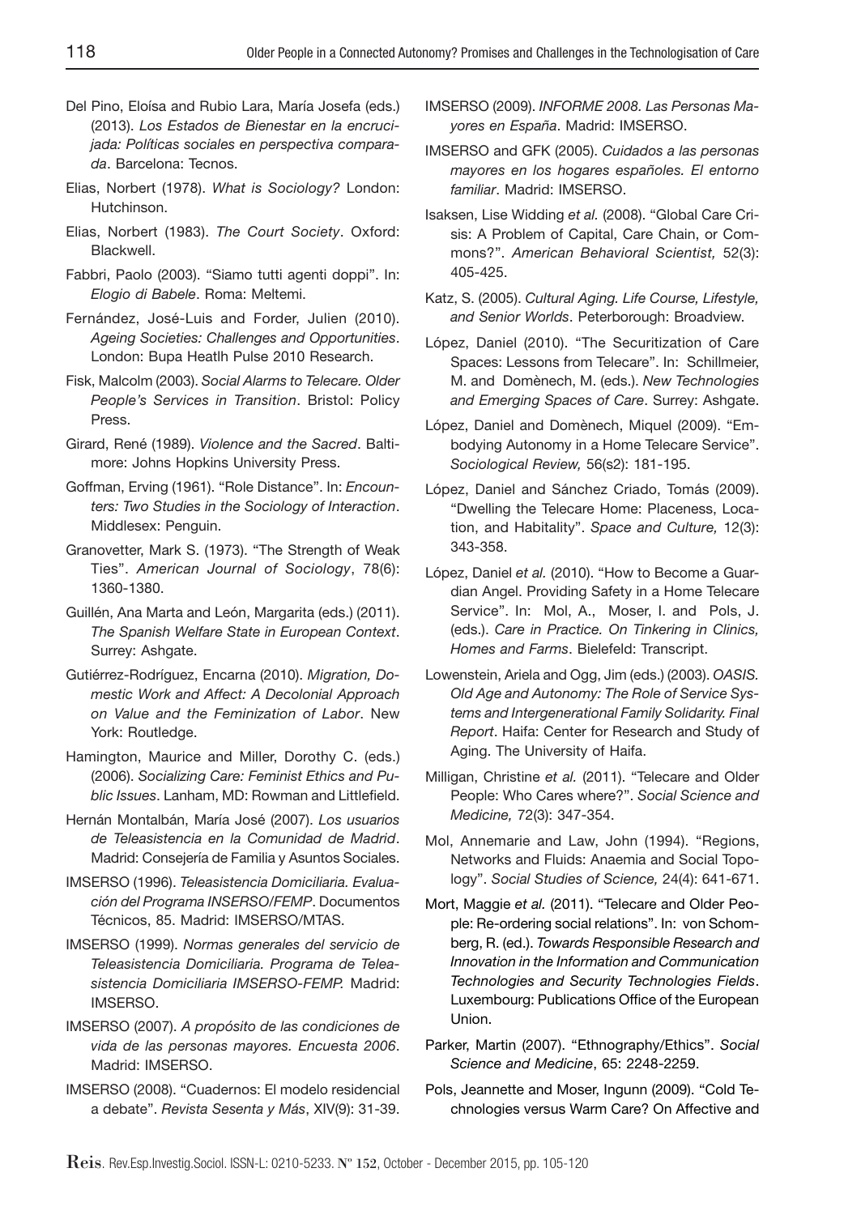Del Pino, Eloísa and Rubio Lara, María Josefa (eds.) (2013). *Los Estados de Bienestar en la encrucijada: Políticas sociales en perspectiva comparada*. Barcelona: Tecnos.

Elias, Norbert (1978). *What is Sociology?* London: Hutchinson.

Elias, Norbert (1983). *The Court Society*. Oxford: Blackwell.

Fabbri, Paolo (2003). "Siamo tutti agenti doppi". In: *Elogio di Babele*. Roma: Meltemi.

Fernández, José-Luis and Forder, Julien (2010). *Ageing Societies: Challenges and Opportunities*. London: Bupa Heatlh Pulse 2010 Research.

Fisk, Malcolm (2003). *Social Alarms to Telecare. Older People's Services in Transition*. Bristol: Policy Press.

Girard, René (1989). *Violence and the Sacred*. Baltimore: Johns Hopkins University Press.

Goffman, Erving (1961). "Role Distance". In: *Encounters: Two Studies in the Sociology of Interaction*. Middlesex: Penguin.

Granovetter, Mark S. (1973). "The Strength of Weak Ties". *American Journal of Sociology*, 78(6): 1360-1380.

Guillén, Ana Marta and León, Margarita (eds.) (2011). *The Spanish Welfare State in European Context*. Surrey: Ashgate.

Gutiérrez-Rodríguez, Encarna (2010). *Migration, Domestic Work and Affect: A Decolonial Approach on Value and the Feminization of Labor*. New York: Routledge.

Hamington, Maurice and Miller, Dorothy C. (eds.) (2006). *Socializing Care: Feminist Ethics and Public Issues*. Lanham, MD: Rowman and Littlefield.

Hernán Montalbán, María José (2007). *Los usuarios de Teleasistencia en la Comunidad de Madrid*. Madrid: Consejería de Familia y Asuntos Sociales.

IMSERSO (1996). *Teleasistencia Domiciliaria. Evaluación del Programa INSERSO/FEMP*. Documentos Técnicos, 85. Madrid: IMSERSO/MTAS.

IMSERSO (1999). *Normas generales del servicio de Teleasistencia Domiciliaria. Programa de Teleasistencia Domiciliaria IMSERSO-FEMP.* Madrid: IMSERSO.

IMSERSO (2007). *A propósito de las condiciones de vida de las personas mayores. Encuesta 2006*. Madrid: IMSERSO.

IMSERSO (2008). "Cuadernos: El modelo residencial a debate". *Revista Sesenta y Más*, XIV(9): 31-39.

IMSERSO (2009). *INFORME 2008. Las Personas Mayores en España*. Madrid: IMSERSO.

IMSERSO and GFK (2005). *Cuidados a las personas mayores en los hogares españoles. El entorno familiar*. Madrid: IMSERSO.

Isaksen, Lise Widding *et al.* (2008). "Global Care Crisis: A Problem of Capital, Care Chain, or Commons?". *American Behavioral Scientist,* 52(3): 405-425.

Katz, S. (2005). *Cultural Aging. Life Course, Lifestyle, and Senior Worlds*. Peterborough: Broadview.

López, Daniel (2010). "The Securitization of Care Spaces: Lessons from Telecare". In: Schillmeier, M. and Domènech, M. (eds.). *New Technologies and Emerging Spaces of Care*. Surrey: Ashgate.

López, Daniel and Domènech, Miquel (2009). "Embodying Autonomy in a Home Telecare Service". *Sociological Review,* 56(s2): 181-195.

López, Daniel and Sánchez Criado, Tomás (2009). "Dwelling the Telecare Home: Placeness, Location, and Habitality". *Space and Culture,* 12(3): 343-358.

López, Daniel *et al.* (2010). "How to Become a Guardian Angel. Providing Safety in a Home Telecare Service". In: Mol, A., Moser, I. and Pols, J. (eds.). *Care in Practice. On Tinkering in Clinics, Homes and Farms*. Bielefeld: Transcript.

Lowenstein, Ariela and Ogg, Jim (eds.) (2003). *OASIS. Old Age and Autonomy: The Role of Service Systems and Intergenerational Family Solidarity. Final Report*. Haifa: Center for Research and Study of Aging. The University of Haifa.

Milligan, Christine *et al.* (2011). "Telecare and Older People: Who Cares where?". *Social Science and Medicine,* 72(3): 347-354.

Mol, Annemarie and Law, John (1994). "Regions, Networks and Fluids: Anaemia and Social Topology". *Social Studies of Science,* 24(4): 641-671.

Mort, Maggie *et al.* (2011). "Telecare and Older People: Re-ordering social relations". In: von Schomberg, R. (ed.). *Towards Responsible Research and Innovation in the Information and Communication Technologies and Security Technologies Fields*. Luxembourg: Publications Office of the European Union.

Parker, Martin (2007). "Ethnography/Ethics". *Social Science and Medicine*, 65: 2248-2259.

Pols, Jeannette and Moser, Ingunn (2009). "Cold Technologies versus Warm Care? On Affective and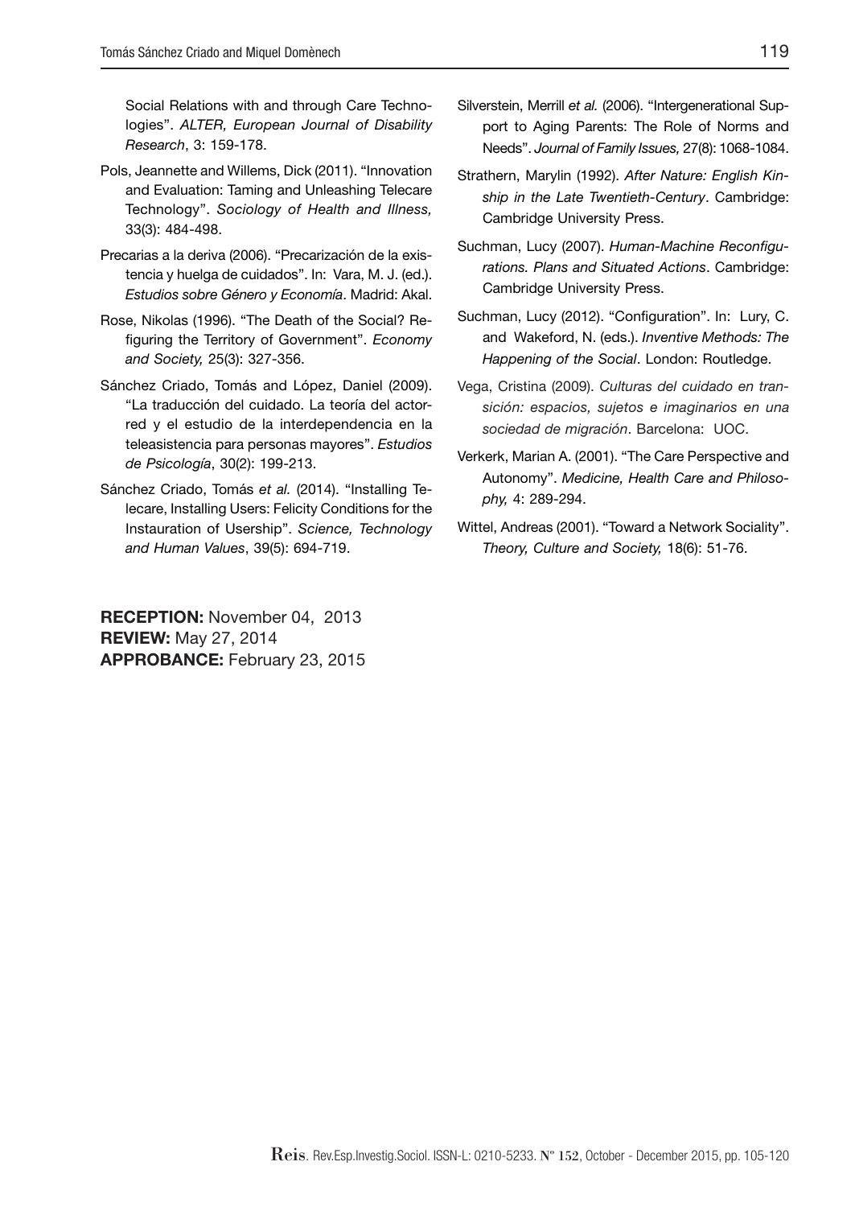Social Relations with and through Care Technologies". *ALTER, European Journal of Disability Research*, 3: 159-178.

Pols, Jeannette and Willems, Dick (2011). "Innovation and Evaluation: Taming and Unleashing Telecare Technology". *Sociology of Health and Illness,* 33(3): 484-498.

Precarias a la deriva (2006). "Precarización de la existencia y huelga de cuidados". In: Vara, M. J. (ed.). *Estudios sobre Género y Economía*. Madrid: Akal.

Rose, Nikolas (1996). "The Death of the Social? Refiguring the Territory of Government". *Economy and Society,* 25(3): 327-356.

Sánchez Criado, Tomás and López, Daniel (2009). "La traducción del cuidado. La teoría del actor-red y el estudio de la interdependencia en la teleasistencia para personas mayores". *Estudios de Psicología*, 30(2): 199-213.

Sánchez Criado, Tomás *et al.* (2014). "Installing Telecare, Installing Users: Felicity Conditions for the Instauration of Usership". *Science, Technology and Human Values*, 39(5): 694-719.

Silverstein, Merrill *et al.* (2006). "Intergenerational Support to Aging Parents: The Role of Norms and Needs". *Journal of Family Issues,* 27(8): 1068-1084.

Strathern, Marylin (1992). *After Nature: English Kinship in the Late Twentieth-Century*. Cambridge: Cambridge University Press.

Suchman, Lucy (2007). *Human-Machine Reconfigurations. Plans and Situated Actions*. Cambridge: Cambridge University Press.

Suchman, Lucy (2012). "Configuration". In: Lury, C. and Wakeford, N. (eds.). *Inventive Methods: The Happening of the Social*. London: Routledge.

Vega, Cristina (2009). *Culturas del cuidado en transición: espacios, sujetos e imaginarios en una sociedad de migración*. Barcelona: UOC.

Verkerk, Marian A. (2001). "The Care Perspective and Autonomy". *Medicine, Health Care and Philosophy,* 4: 289-294.

Wittel, Andreas (2001). "Toward a Network Sociality". *Theory, Culture and Society,* 18(6): 51-76.

**RECEPTION:** November 04, 2013
**REVIEW:** May 27, 2014
**APPROBANCE:** February 23, 2015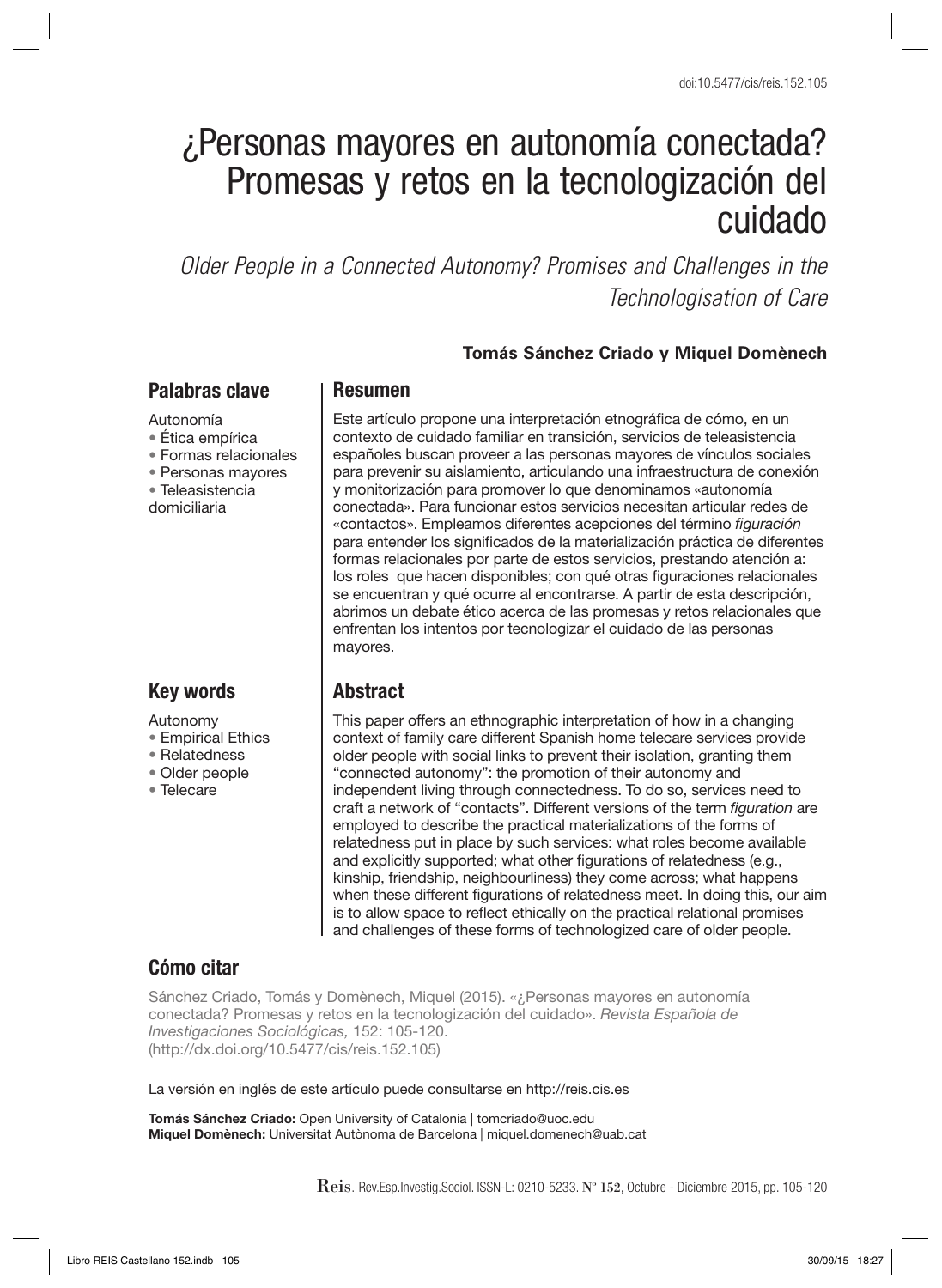doi:10.5477/cis/reis.152.105

# ¿Personas mayores en autonomía conectada? Promesas y retos en la tecnologización del cuidado

*Older People in a Connected Autonomy? Promises and Challenges in the Technologisation of Care*

**Tomás Sánchez Criado y Miquel Domènech**

## Palabras clave

Autonomía
- Ética empírica
- Formas relacionales
- Personas mayores
- Teleasistencia domiciliaria

## Resumen

Este artículo propone una interpretación etnográfica de cómo, en un contexto de cuidado familiar en transición, servicios de teleasistencia españoles buscan proveer a las personas mayores de vínculos sociales para prevenir su aislamiento, articulando una infraestructura de conexión y monitorización para promover lo que denominamos «autonomía conectada». Para funcionar estos servicios necesitan articular redes de «contactos». Empleamos diferentes acepciones del término *figuración* para entender los significados de la materialización práctica de diferentes formas relacionales por parte de estos servicios, prestando atención a: los roles que hacen disponibles; con qué otras figuraciones relacionales se encuentran y qué ocurre al encontrarse. A partir de esta descripción, abrimos un debate ético acerca de las promesas y retos relacionales que enfrentan los intentos por tecnologizar el cuidado de las personas mayores.

## Key words

Autonomy
- Empirical Ethics
- Relatedness
- Older people
- Telecare

## Abstract

This paper offers an ethnographic interpretation of how in a changing context of family care different Spanish home telecare services provide older people with social links to prevent their isolation, granting them "connected autonomy": the promotion of their autonomy and independent living through connectedness. To do so, services need to craft a network of "contacts". Different versions of the term *figuration* are employed to describe the practical materializations of the forms of relatedness put in place by such services: what roles become available and explicitly supported; what other figurations of relatedness (e.g., kinship, friendship, neighbourliness) they come across; what happens when these different figurations of relatedness meet. In doing this, our aim is to allow space to reflect ethically on the practical relational promises and challenges of these forms of technologized care of older people.

## Cómo citar

Sánchez Criado, Tomás y Domènech, Miquel (2015). «¿Personas mayores en autonomía conectada? Promesas y retos en la tecnologización del cuidado». *Revista Española de Investigaciones Sociológicas,* 152: 105-120. (http://dx.doi.org/10.5477/cis/reis.152.105)

La versión en inglés de este artículo puede consultarse en http://reis.cis.es

**Tomás Sánchez Criado:** Open University of Catalonia | tomcriado@uoc.edu
**Miquel Domènech:** Universitat Autònoma de Barcelona | miquel.domenech@uab.cat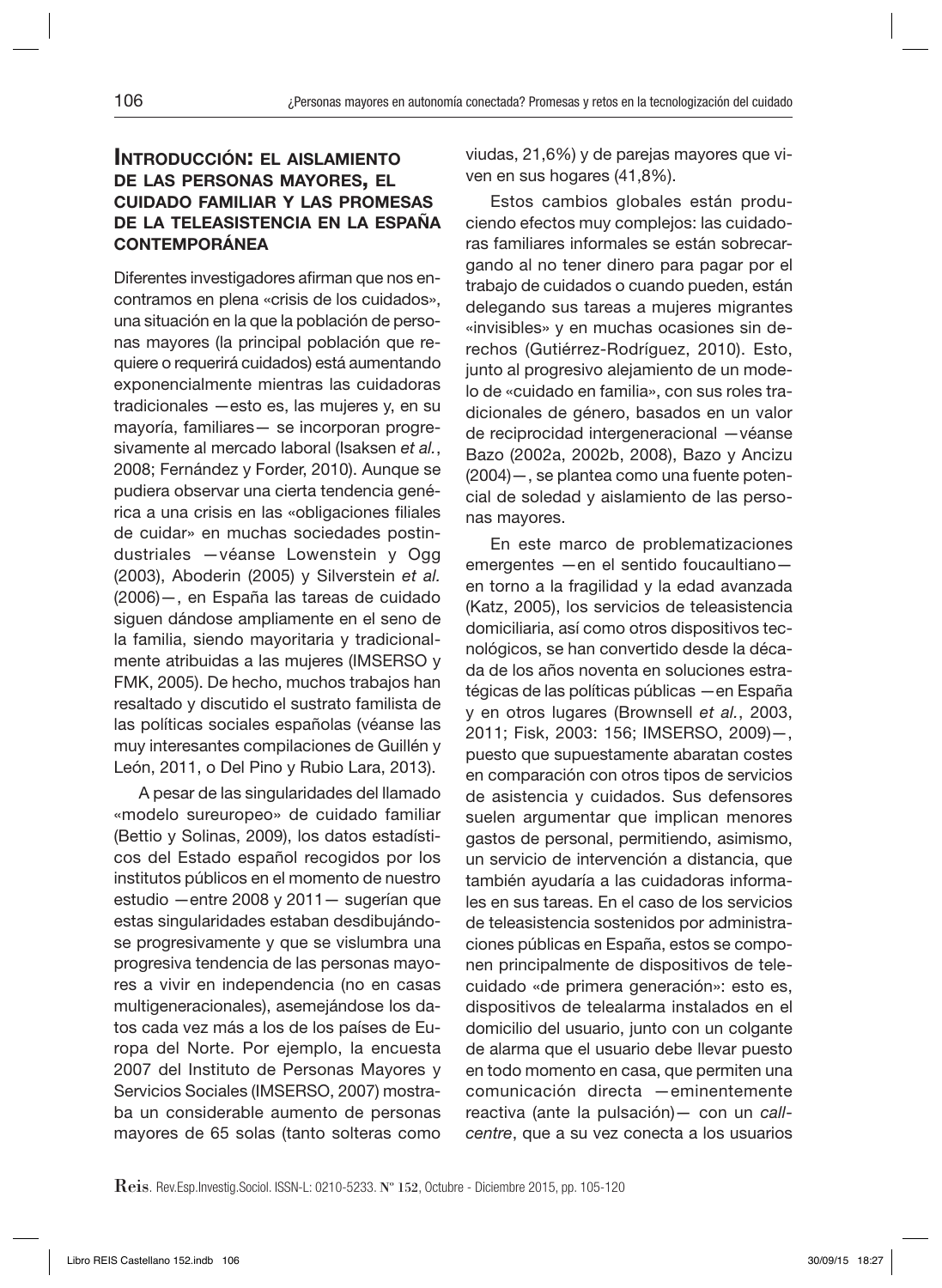## Introducción: el aislamiento de las personas mayores, el cuidado familiar y las promesas de la teleasistencia en la España contemporánea

Diferentes investigadores afirman que nos encontramos en plena «crisis de los cuidados», una situación en la que la población de personas mayores (la principal población que requiere o requerirá cuidados) está aumentando exponencialmente mientras las cuidadoras tradicionales —esto es, las mujeres y, en su mayoría, familiares— se incorporan progresivamente al mercado laboral (Isaksen *et al.*, 2008; Fernández y Forder, 2010). Aunque se pudiera observar una cierta tendencia genérica a una crisis en las «obligaciones filiales de cuidar» en muchas sociedades postindustriales —véanse Lowenstein y Ogg (2003), Aboderin (2005) y Silverstein *et al.* (2006)—, en España las tareas de cuidado siguen dándose ampliamente en el seno de la familia, siendo mayoritaria y tradicionalmente atribuidas a las mujeres (IMSERSO y FMK, 2005). De hecho, muchos trabajos han resaltado y discutido el sustrato familista de las políticas sociales españolas (véanse las muy interesantes compilaciones de Guillén y León, 2011, o Del Pino y Rubio Lara, 2013).

A pesar de las singularidades del llamado «modelo sureuropeo» de cuidado familiar (Bettio y Solinas, 2009), los datos estadísticos del Estado español recogidos por los institutos públicos en el momento de nuestro estudio —entre 2008 y 2011— sugerían que estas singularidades estaban desdibujándose progresivamente y que se vislumbra una progresiva tendencia de las personas mayores a vivir en independencia (no en casas multigeneracionales), asemejándose los datos cada vez más a los de los países de Europa del Norte. Por ejemplo, la encuesta 2007 del Instituto de Personas Mayores y Servicios Sociales (IMSERSO, 2007) mostraba un considerable aumento de personas mayores de 65 solas (tanto solteras como viudas, 21,6%) y de parejas mayores que viven en sus hogares (41,8%).

Estos cambios globales están produciendo efectos muy complejos: las cuidadoras familiares informales se están sobrecargando al no tener dinero para pagar por el trabajo de cuidados o cuando pueden, están delegando sus tareas a mujeres migrantes «invisibles» y en muchas ocasiones sin derechos (Gutiérrez-Rodríguez, 2010). Esto, junto al progresivo alejamiento de un modelo de «cuidado en familia», con sus roles tradicionales de género, basados en un valor de reciprocidad intergeneracional —véanse Bazo (2002a, 2002b, 2008), Bazo y Ancizu (2004)—, se plantea como una fuente potencial de soledad y aislamiento de las personas mayores.

En este marco de problematizaciones emergentes —en el sentido foucaultiano— en torno a la fragilidad y la edad avanzada (Katz, 2005), los servicios de teleasistencia domiciliaria, así como otros dispositivos tecnológicos, se han convertido desde la década de los años noventa en soluciones estratégicas de las políticas públicas —en España y en otros lugares (Brownsell *et al.*, 2003, 2011; Fisk, 2003: 156; IMSERSO, 2009)—, puesto que supuestamente abaratan costes en comparación con otros tipos de servicios de asistencia y cuidados. Sus defensores suelen argumentar que implican menores gastos de personal, permitiendo, asimismo, un servicio de intervención a distancia, que también ayudaría a las cuidadoras informales en sus tareas. En el caso de los servicios de teleasistencia sostenidos por administraciones públicas en España, estos se componen principalmente de dispositivos de telecuidado «de primera generación»: esto es, dispositivos de telealarma instalados en el domicilio del usuario, junto con un colgante de alarma que el usuario debe llevar puesto en todo momento en casa, que permiten una comunicación directa —eminentemente reactiva (ante la pulsación)— con un *call-centre*, que a su vez conecta a los usuarios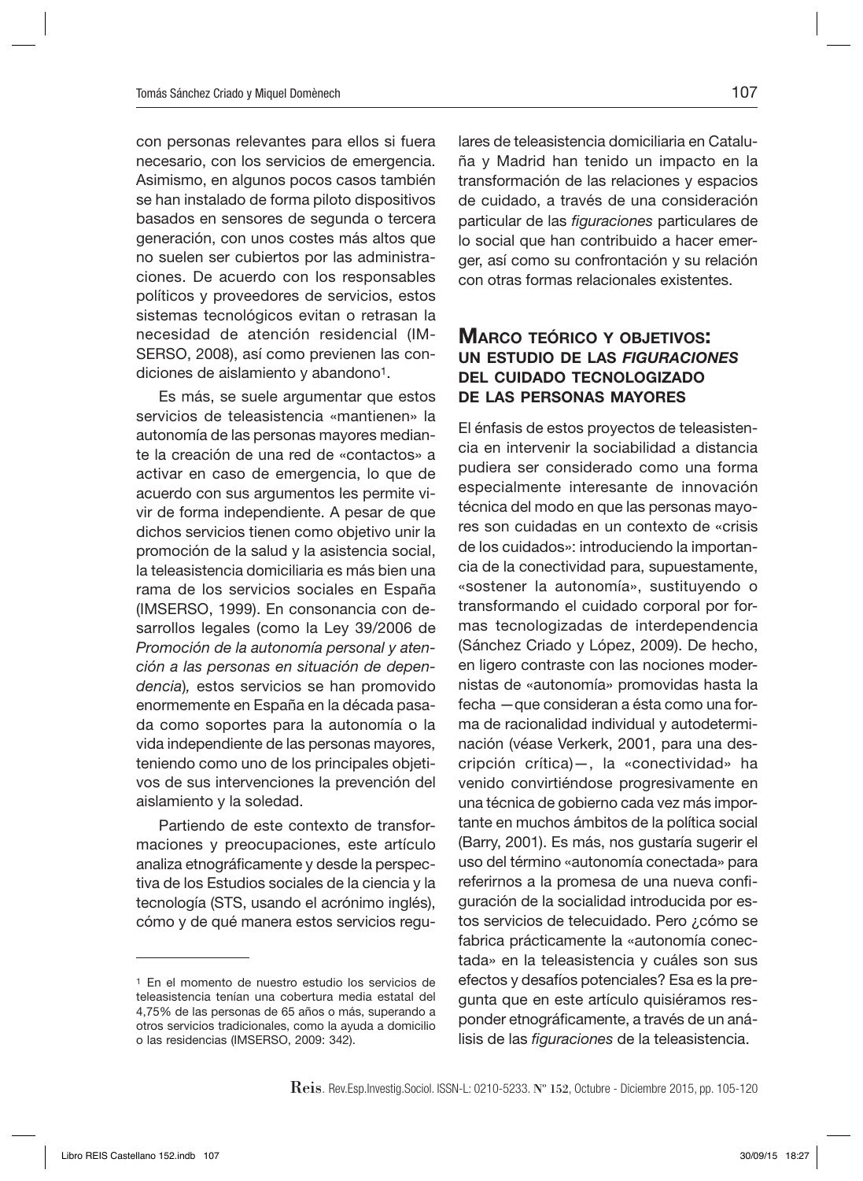con personas relevantes para ellos si fuera necesario, con los servicios de emergencia. Asimismo, en algunos pocos casos también se han instalado de forma piloto dispositivos basados en sensores de segunda o tercera generación, con unos costes más altos que no suelen ser cubiertos por las administraciones. De acuerdo con los responsables políticos y proveedores de servicios, estos sistemas tecnológicos evitan o retrasan la necesidad de atención residencial (IMSERSO, 2008), así como previenen las condiciones de aislamiento y abandono[1].

Es más, se suele argumentar que estos servicios de teleasistencia «mantienen» la autonomía de las personas mayores mediante la creación de una red de «contactos» a activar en caso de emergencia, lo que de acuerdo con sus argumentos les permite vivir de forma independiente. A pesar de que dichos servicios tienen como objetivo unir la promoción de la salud y la asistencia social, la teleasistencia domiciliaria es más bien una rama de los servicios sociales en España (IMSERSO, 1999). En consonancia con desarrollos legales (como la Ley 39/2006 de *Promoción de la autonomía personal y atención a las personas en situación de dependencia*), estos servicios se han promovido enormemente en España en la década pasada como soportes para la autonomía o la vida independiente de las personas mayores, teniendo como uno de los principales objetivos de sus intervenciones la prevención del aislamiento y la soledad.

Partiendo de este contexto de transformaciones y preocupaciones, este artículo analiza etnográficamente y desde la perspectiva de los Estudios sociales de la ciencia y la tecnología (STS, usando el acrónimo inglés), cómo y de qué manera estos servicios regulares de teleasistencia domiciliaria en Cataluña y Madrid han tenido un impacto en la transformación de las relaciones y espacios de cuidado, a través de una consideración particular de las *figuraciones* particulares de lo social que han contribuido a hacer emerger, así como su confrontación y su relación con otras formas relacionales existentes.

## Marco teórico y objetivos: un estudio de las *figuraciones* del cuidado tecnologizado de las personas mayores

El énfasis de estos proyectos de teleasistencia en intervenir la sociabilidad a distancia pudiera ser considerado como una forma especialmente interesante de innovación técnica del modo en que las personas mayores son cuidadas en un contexto de «crisis de los cuidados»: introduciendo la importancia de la conectividad para, supuestamente, «sostener la autonomía», sustituyendo o transformando el cuidado corporal por formas tecnologizadas de interdependencia (Sánchez Criado y López, 2009). De hecho, en ligero contraste con las nociones modernistas de «autonomía» promovidas hasta la fecha —que consideran a ésta como una forma de racionalidad individual y autodeterminación (véase Verkerk, 2001, para una descripción crítica)—, la «conectividad» ha venido convirtiéndose progresivamente en una técnica de gobierno cada vez más importante en muchos ámbitos de la política social (Barry, 2001). Es más, nos gustaría sugerir el uso del término «autonomía conectada» para referirnos a la promesa de una nueva configuración de la socialidad introducida por estos servicios de telecuidado. Pero ¿cómo se fabrica prácticamente la «autonomía conectada» en la teleasistencia y cuáles son sus efectos y desafíos potenciales? Esa es la pregunta que en este artículo quisiéramos responder etnográficamente, a través de un análisis de las *figuraciones* de la teleasistencia.

---

[1] En el momento de nuestro estudio los servicios de teleasistencia tenían una cobertura media estatal del 4,75% de las personas de 65 años o más, superando a otros servicios tradicionales, como la ayuda a domicilio o las residencias (IMSERSO, 2009: 342).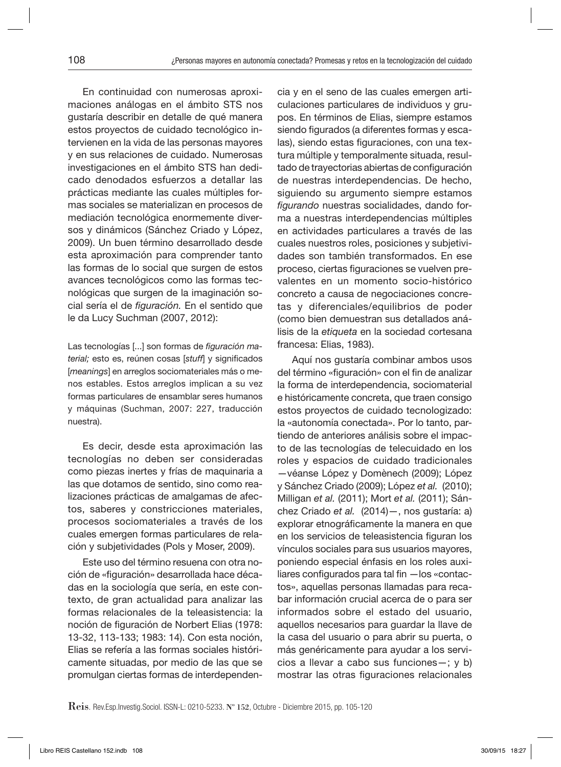En continuidad con numerosas aproximaciones análogas en el ámbito STS nos gustaría describir en detalle de qué manera estos proyectos de cuidado tecnológico intervienen en la vida de las personas mayores y en sus relaciones de cuidado. Numerosas investigaciones en el ámbito STS han dedicado denodados esfuerzos a detallar las prácticas mediante las cuales múltiples formas sociales se materializan en procesos de mediación tecnológica enormemente diversos y dinámicos (Sánchez Criado y López, 2009). Un buen término desarrollado desde esta aproximación para comprender tanto las formas de lo social que surgen de estos avances tecnológicos como las formas tecnológicas que surgen de la imaginación social sería el de *figuración.* En el sentido que le da Lucy Suchman (2007, 2012):

> Las tecnologías [...] son formas de *figuración material;* esto es, reúnen cosas [*stuff*] y significados [*meanings*] en arreglos sociomateriales más o menos estables. Estos arreglos implican a su vez formas particulares de ensamblar seres humanos y máquinas (Suchman, 2007: 227, traducción nuestra).

Es decir, desde esta aproximación las tecnologías no deben ser consideradas como piezas inertes y frías de maquinaria a las que dotamos de sentido, sino como realizaciones prácticas de amalgamas de afectos, saberes y constricciones materiales, procesos sociomateriales a través de los cuales emergen formas particulares de relación y subjetividades (Pols y Moser, 2009).

Este uso del término resuena con otra noción de «figuración» desarrollada hace décadas en la sociología que sería, en este contexto, de gran actualidad para analizar las formas relacionales de la teleasistencia: la noción de figuración de Norbert Elias (1978: 13-32, 113-133; 1983: 14). Con esta noción, Elias se refería a las formas sociales históricamente situadas, por medio de las que se promulgan ciertas formas de interdependencia y en el seno de las cuales emergen articulaciones particulares de individuos y grupos. En términos de Elias, siempre estamos siendo figurados (a diferentes formas y escalas), siendo estas figuraciones, con una textura múltiple y temporalmente situada, resultado de trayectorias abiertas de configuración de nuestras interdependencias. De hecho, siguiendo su argumento siempre estamos *figurando* nuestras socialidades, dando forma a nuestras interdependencias múltiples en actividades particulares a través de las cuales nuestros roles, posiciones y subjetividades son también transformados. En ese proceso, ciertas figuraciones se vuelven prevalentes en un momento socio-histórico concreto a causa de negociaciones concretas y diferenciales/equilibrios de poder (como bien demuestran sus detallados análisis de la *etiqueta* en la sociedad cortesana francesa: Elias, 1983).

Aquí nos gustaría combinar ambos usos del término «figuración» con el fin de analizar la forma de interdependencia, sociomaterial e históricamente concreta, que traen consigo estos proyectos de cuidado tecnologizado: la «autonomía conectada». Por lo tanto, partiendo de anteriores análisis sobre el impacto de las tecnologías de telecuidado en los roles y espacios de cuidado tradicionales —véanse López y Domènech (2009); López y Sánchez Criado (2009); López *et al.* (2010); Milligan *et al.* (2011); Mort *et al.* (2011); Sánchez Criado *et al.* (2014)—, nos gustaría: a) explorar etnográficamente la manera en que en los servicios de teleasistencia figuran los vínculos sociales para sus usuarios mayores, poniendo especial énfasis en los roles auxiliares configurados para tal fin —los «contactos», aquellas personas llamadas para recabar información crucial acerca de o para ser informados sobre el estado del usuario, aquellos necesarios para guardar la llave de la casa del usuario o para abrir su puerta, o más genéricamente para ayudar a los servicios a llevar a cabo sus funciones—; y b) mostrar las otras figuraciones relacionales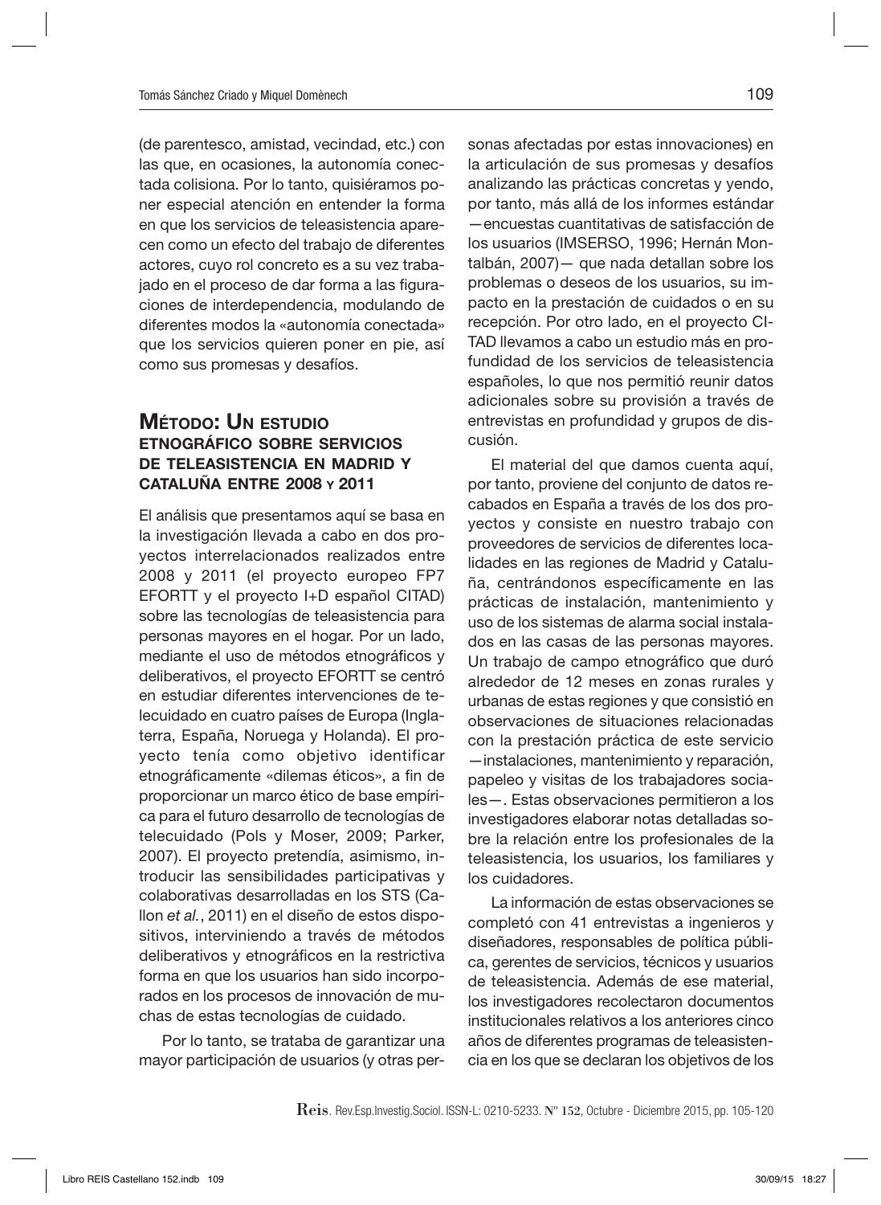(de parentesco, amistad, vecindad, etc.) con las que, en ocasiones, la autonomía conectada colisiona. Por lo tanto, quisiéramos poner especial atención en entender la forma en que los servicios de teleasistencia aparecen como un efecto del trabajo de diferentes actores, cuyo rol concreto es a su vez trabajado en el proceso de dar forma a las figuraciones de interdependencia, modulando de diferentes modos la «autonomía conectada» que los servicios quieren poner en pie, así como sus promesas y desafíos.

## Método: Un estudio etnográfico sobre servicios de teleasistencia en Madrid y Cataluña entre 2008 y 2011

El análisis que presentamos aquí se basa en la investigación llevada a cabo en dos proyectos interrelacionados realizados entre 2008 y 2011 (el proyecto europeo FP7 EFORTT y el proyecto I+D español CITAD) sobre las tecnologías de teleasistencia para personas mayores en el hogar. Por un lado, mediante el uso de métodos etnográficos y deliberativos, el proyecto EFORTT se centró en estudiar diferentes intervenciones de telecuidado en cuatro países de Europa (Inglaterra, España, Noruega y Holanda). El proyecto tenía como objetivo identificar etnográficamente «dilemas éticos», a fin de proporcionar un marco ético de base empírica para el futuro desarrollo de tecnologías de telecuidado (Pols y Moser, 2009; Parker, 2007). El proyecto pretendía, asimismo, introducir las sensibilidades participativas y colaborativas desarrolladas en los STS (Callon *et al.*, 2011) en el diseño de estos dispositivos, interviniendo a través de métodos deliberativos y etnográficos en la restrictiva forma en que los usuarios han sido incorporados en los procesos de innovación de muchas de estas tecnologías de cuidado.

Por lo tanto, se trataba de garantizar una mayor participación de usuarios (y otras personas afectadas por estas innovaciones) en la articulación de sus promesas y desafíos analizando las prácticas concretas y yendo, por tanto, más allá de los informes estándar —encuestas cuantitativas de satisfacción de los usuarios (IMSERSO, 1996; Hernán Montalbán, 2007)— que nada detallan sobre los problemas o deseos de los usuarios, su impacto en la prestación de cuidados o en su recepción. Por otro lado, en el proyecto CITAD llevamos a cabo un estudio más en profundidad de los servicios de teleasistencia españoles, lo que nos permitió reunir datos adicionales sobre su provisión a través de entrevistas en profundidad y grupos de discusión.

El material del que damos cuenta aquí, por tanto, proviene del conjunto de datos recabados en España a través de los dos proyectos y consiste en nuestro trabajo con proveedores de servicios de diferentes localidades en las regiones de Madrid y Cataluña, centrándonos específicamente en las prácticas de instalación, mantenimiento y uso de los sistemas de alarma social instalados en las casas de las personas mayores. Un trabajo de campo etnográfico que duró alrededor de 12 meses en zonas rurales y urbanas de estas regiones y que consistió en observaciones de situaciones relacionadas con la prestación práctica de este servicio —instalaciones, mantenimiento y reparación, papeleo y visitas de los trabajadores sociales—. Estas observaciones permitieron a los investigadores elaborar notas detalladas sobre la relación entre los profesionales de la teleasistencia, los usuarios, los familiares y los cuidadores.

La información de estas observaciones se completó con 41 entrevistas a ingenieros y diseñadores, responsables de política pública, gerentes de servicios, técnicos y usuarios de teleasistencia. Además de ese material, los investigadores recolectaron documentos institucionales relativos a los anteriores cinco años de diferentes programas de teleasistencia en los que se declaran los objetivos de los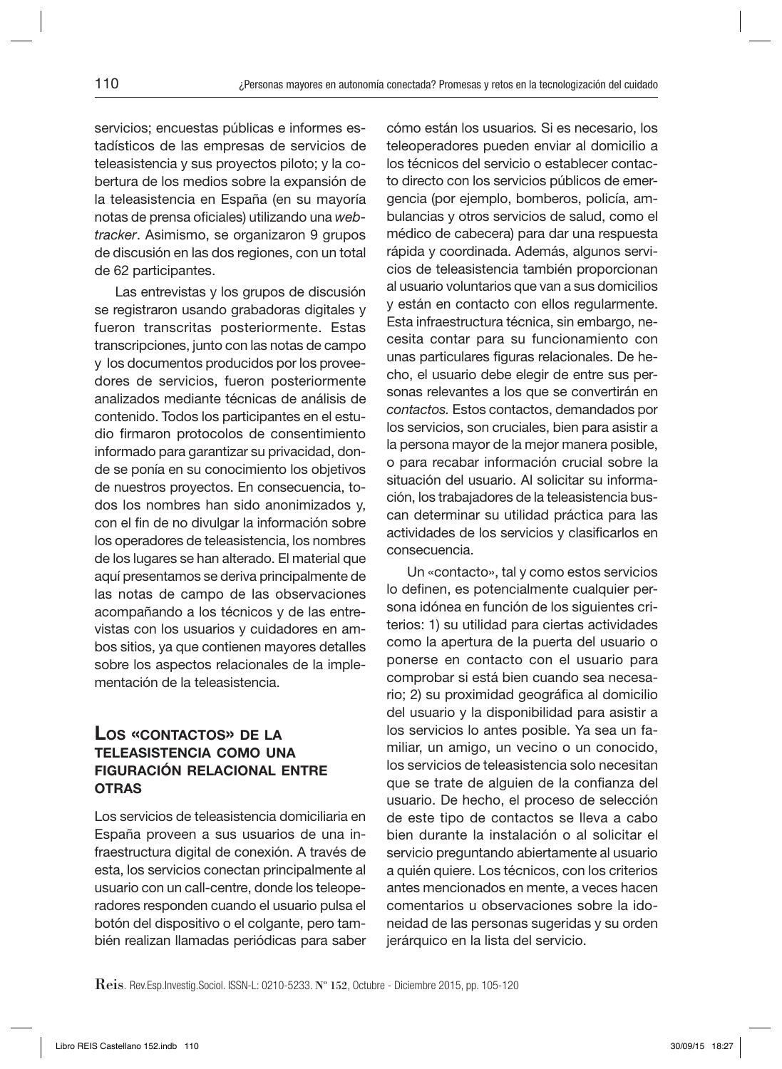servicios; encuestas públicas e informes estadísticos de las empresas de servicios de teleasistencia y sus proyectos piloto; y la cobertura de los medios sobre la expansión de la teleasistencia en España (en su mayoría notas de prensa oficiales) utilizando una *webtracker*. Asimismo, se organizaron 9 grupos de discusión en las dos regiones, con un total de 62 participantes.

Las entrevistas y los grupos de discusión se registraron usando grabadoras digitales y fueron transcritas posteriormente. Estas transcripciones, junto con las notas de campo y los documentos producidos por los proveedores de servicios, fueron posteriormente analizados mediante técnicas de análisis de contenido. Todos los participantes en el estudio firmaron protocolos de consentimiento informado para garantizar su privacidad, donde se ponía en su conocimiento los objetivos de nuestros proyectos. En consecuencia, todos los nombres han sido anonimizados y, con el fin de no divulgar la información sobre los operadores de teleasistencia, los nombres de los lugares se han alterado. El material que aquí presentamos se deriva principalmente de las notas de campo de las observaciones acompañando a los técnicos y de las entrevistas con los usuarios y cuidadores en ambos sitios, ya que contienen mayores detalles sobre los aspectos relacionales de la implementación de la teleasistencia.

## Los «contactos» de la teleasistencia como una figuración relacional entre otras

Los servicios de teleasistencia domiciliaria en España proveen a sus usuarios de una infraestructura digital de conexión. A través de esta, los servicios conectan principalmente al usuario con un call-centre, donde los teleoperadores responden cuando el usuario pulsa el botón del dispositivo o el colgante, pero también realizan llamadas periódicas para saber cómo están los usuarios. Si es necesario, los teleoperadores pueden enviar al domicilio a los técnicos del servicio o establecer contacto directo con los servicios públicos de emergencia (por ejemplo, bomberos, policía, ambulancias y otros servicios de salud, como el médico de cabecera) para dar una respuesta rápida y coordinada. Además, algunos servicios de teleasistencia también proporcionan al usuario voluntarios que van a sus domicilios y están en contacto con ellos regularmente. Esta infraestructura técnica, sin embargo, necesita contar para su funcionamiento con unas particulares figuras relacionales. De hecho, el usuario debe elegir de entre sus personas relevantes a los que se convertirán en *contactos*. Estos contactos, demandados por los servicios, son cruciales, bien para asistir a la persona mayor de la mejor manera posible, o para recabar información crucial sobre la situación del usuario. Al solicitar su información, los trabajadores de la teleasistencia buscan determinar su utilidad práctica para las actividades de los servicios y clasificarlos en consecuencia.

Un «contacto», tal y como estos servicios lo definen, es potencialmente cualquier persona idónea en función de los siguientes criterios: 1) su utilidad para ciertas actividades como la apertura de la puerta del usuario o ponerse en contacto con el usuario para comprobar si está bien cuando sea necesario; 2) su proximidad geográfica al domicilio del usuario y la disponibilidad para asistir a los servicios lo antes posible. Ya sea un familiar, un amigo, un vecino o un conocido, los servicios de teleasistencia solo necesitan que se trate de alguien de la confianza del usuario. De hecho, el proceso de selección de este tipo de contactos se lleva a cabo bien durante la instalación o al solicitar el servicio preguntando abiertamente al usuario a quién quiere. Los técnicos, con los criterios antes mencionados en mente, a veces hacen comentarios u observaciones sobre la idoneidad de las personas sugeridas y su orden jerárquico en la lista del servicio.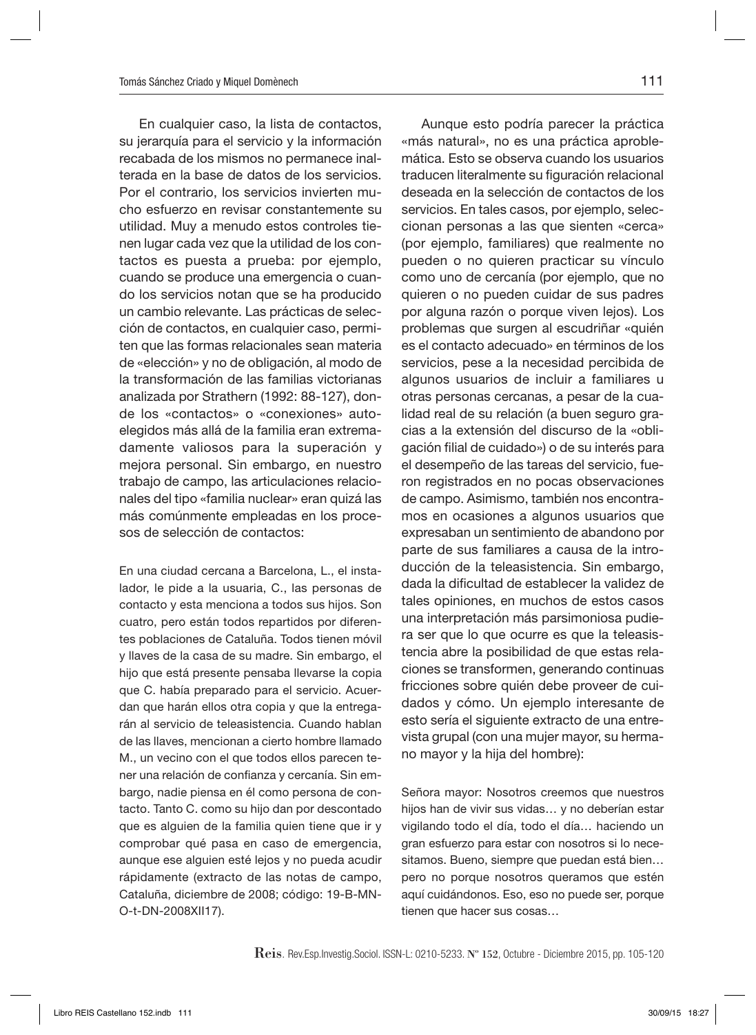En cualquier caso, la lista de contactos, su jerarquía para el servicio y la información recabada de los mismos no permanece inalterada en la base de datos de los servicios. Por el contrario, los servicios invierten mucho esfuerzo en revisar constantemente su utilidad. Muy a menudo estos controles tienen lugar cada vez que la utilidad de los contactos es puesta a prueba: por ejemplo, cuando se produce una emergencia o cuando los servicios notan que se ha producido un cambio relevante. Las prácticas de selección de contactos, en cualquier caso, permiten que las formas relacionales sean materia de «elección» y no de obligación, al modo de la transformación de las familias victorianas analizada por Strathern (1992: 88-127), donde los «contactos» o «conexiones» autoelegidos más allá de la familia eran extremadamente valiosos para la superación y mejora personal. Sin embargo, en nuestro trabajo de campo, las articulaciones relacionales del tipo «familia nuclear» eran quizá las más comúnmente empleadas en los procesos de selección de contactos:

> En una ciudad cercana a Barcelona, L., el instalador, le pide a la usuaria, C., las personas de contacto y esta menciona a todos sus hijos. Son cuatro, pero están todos repartidos por diferentes poblaciones de Cataluña. Todos tienen móvil y llaves de la casa de su madre. Sin embargo, el hijo que está presente pensaba llevarse la copia que C. había preparado para el servicio. Acuerdan que harán ellos otra copia y que la entregarán al servicio de teleasistencia. Cuando hablan de las llaves, mencionan a cierto hombre llamado M., un vecino con el que todos ellos parecen tener una relación de confianza y cercanía. Sin embargo, nadie piensa en él como persona de contacto. Tanto C. como su hijo dan por descontado que es alguien de la familia quien tiene que ir y comprobar qué pasa en caso de emergencia, aunque ese alguien esté lejos y no pueda acudir rápidamente (extracto de las notas de campo, Cataluña, diciembre de 2008; código: 19-B-MN-O-t-DN-2008XII17).

Aunque esto podría parecer la práctica «más natural», no es una práctica aproblemática. Esto se observa cuando los usuarios traducen literalmente su figuración relacional deseada en la selección de contactos de los servicios. En tales casos, por ejemplo, seleccionan personas a las que sienten «cerca» (por ejemplo, familiares) que realmente no pueden o no quieren practicar su vínculo como uno de cercanía (por ejemplo, que no quieren o no pueden cuidar de sus padres por alguna razón o porque viven lejos). Los problemas que surgen al escudriñar «quién es el contacto adecuado» en términos de los servicios, pese a la necesidad percibida de algunos usuarios de incluir a familiares u otras personas cercanas, a pesar de la cualidad real de su relación (a buen seguro gracias a la extensión del discurso de la «obligación filial de cuidado») o de su interés para el desempeño de las tareas del servicio, fueron registrados en no pocas observaciones de campo. Asimismo, también nos encontramos en ocasiones a algunos usuarios que expresaban un sentimiento de abandono por parte de sus familiares a causa de la introducción de la teleasistencia. Sin embargo, dada la dificultad de establecer la validez de tales opiniones, en muchos de estos casos una interpretación más parsimoniosa pudiera ser que lo que ocurre es que la teleasistencia abre la posibilidad de que estas relaciones se transformen, generando continuas fricciones sobre quién debe proveer de cuidados y cómo. Un ejemplo interesante de esto sería el siguiente extracto de una entrevista grupal (con una mujer mayor, su hermano mayor y la hija del hombre):

> Señora mayor: Nosotros creemos que nuestros hijos han de vivir sus vidas… y no deberían estar vigilando todo el día, todo el día… haciendo un gran esfuerzo para estar con nosotros si lo necesitamos. Bueno, siempre que puedan está bien… pero no porque nosotros queramos que estén aquí cuidándonos. Eso, eso no puede ser, porque tienen que hacer sus cosas…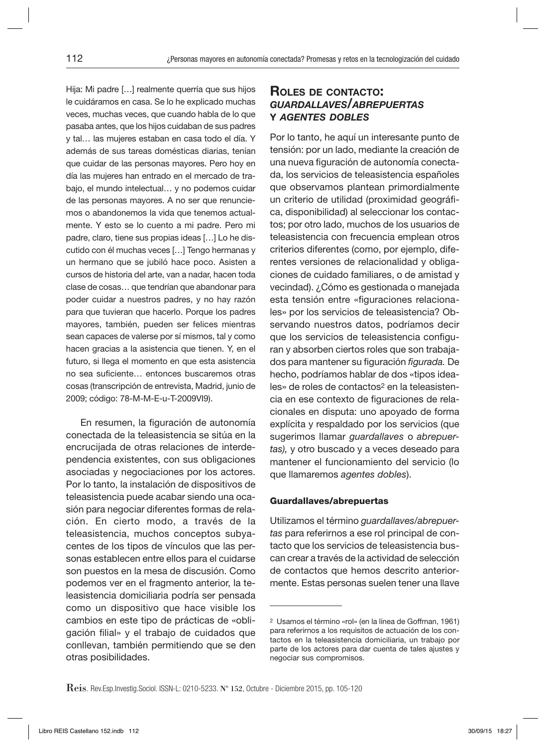Hija: Mi padre […] realmente querría que sus hijos le cuidáramos en casa. Se lo he explicado muchas veces, muchas veces, que cuando habla de lo que pasaba antes, que los hijos cuidaban de sus padres y tal… las mujeres estaban en casa todo el día. Y además de sus tareas domésticas diarias, tenían que cuidar de las personas mayores. Pero hoy en día las mujeres han entrado en el mercado de trabajo, el mundo intelectual… y no podemos cuidar de las personas mayores. A no ser que renunciemos o abandonemos la vida que tenemos actualmente. Y esto se lo cuento a mi padre. Pero mi padre, claro, tiene sus propias ideas […] Lo he discutido con él muchas veces […] Tengo hermanas y un hermano que se jubiló hace poco. Asisten a cursos de historia del arte, van a nadar, hacen toda clase de cosas… que tendrían que abandonar para poder cuidar a nuestros padres, y no hay razón para que tuvieran que hacerlo. Porque los padres mayores, también, pueden ser felices mientras sean capaces de valerse por sí mismos, tal y como hacen gracias a la asistencia que tienen. Y, en el futuro, si llega el momento en que esta asistencia no sea suficiente… entonces buscaremos otras cosas (transcripción de entrevista, Madrid, junio de 2009; código: 78-M-M-E-u-T-2009VI9).

En resumen, la figuración de autonomía conectada de la teleasistencia se sitúa en la encrucijada de otras relaciones de interdependencia existentes, con sus obligaciones asociadas y negociaciones por los actores. Por lo tanto, la instalación de dispositivos de teleasistencia puede acabar siendo una ocasión para negociar diferentes formas de relación. En cierto modo, a través de la teleasistencia, muchos conceptos subyacentes de los tipos de vínculos que las personas establecen entre ellos para el cuidarse son puestos en la mesa de discusión. Como podemos ver en el fragmento anterior, la teleasistencia domiciliaria podría ser pensada como un dispositivo que hace visible los cambios en este tipo de prácticas de «obligación filial» y el trabajo de cuidados que conllevan, también permitiendo que se den otras posibilidades.

## Roles de contacto: *guardallaves/abrepuertas* y *agentes dobles*

Por lo tanto, he aquí un interesante punto de tensión: por un lado, mediante la creación de una nueva figuración de autonomía conectada, los servicios de teleasistencia españoles que observamos plantean primordialmente un criterio de utilidad (proximidad geográfica, disponibilidad) al seleccionar los contactos; por otro lado, muchos de los usuarios de teleasistencia con frecuencia emplean otros criterios diferentes (como, por ejemplo, diferentes versiones de relacionalidad y obligaciones de cuidado familiares, o de amistad y vecindad). ¿Cómo es gestionada o manejada esta tensión entre «figuraciones relacionales» por los servicios de teleasistencia? Observando nuestros datos, podríamos decir que los servicios de teleasistencia configuran y absorben ciertos roles que son trabajados para mantener su figuración *figurada.* De hecho, podríamos hablar de dos «tipos ideales» de roles de contactos[2] en la teleasistencia en ese contexto de figuraciones de relacionales en disputa: uno apoyado de forma explícita y respaldado por los servicios (que sugerimos llamar *guardallaves* o *abrepuertas),* y otro buscado y a veces deseado para mantener el funcionamiento del servicio (lo que llamaremos *agentes dobles*).

### Guardallaves/abrepuertas

Utilizamos el término *guardallaves/abrepuertas* para referirnos a ese rol principal de contacto que los servicios de teleasistencia buscan crear a través de la actividad de selección de contactos que hemos descrito anteriormente. Estas personas suelen tener una llave

---

[2] Usamos el término «rol» (en la línea de Goffman, 1961) para referirnos a los requisitos de actuación de los contactos en la teleasistencia domiciliaria, un trabajo por parte de los actores para dar cuenta de tales ajustes y negociar sus compromisos.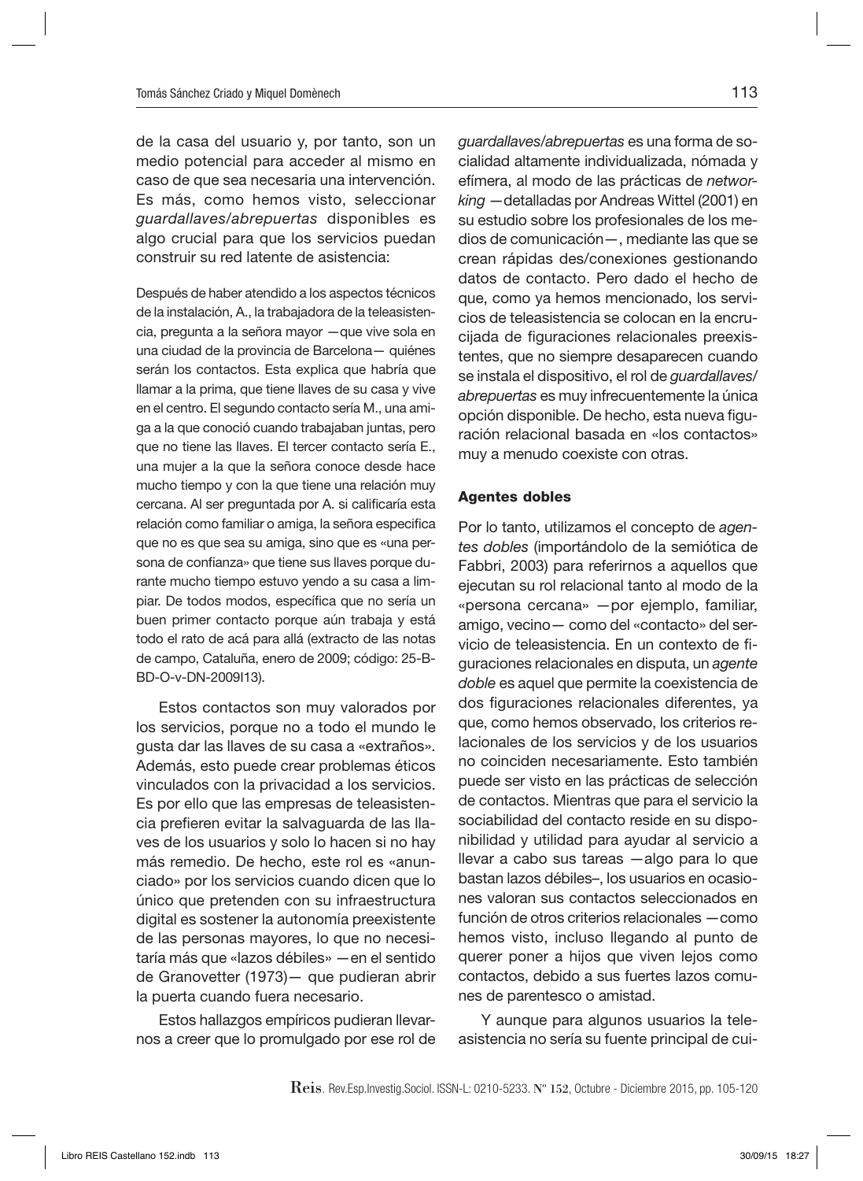de la casa del usuario y, por tanto, son un medio potencial para acceder al mismo en caso de que sea necesaria una intervención. Es más, como hemos visto, seleccionar *guardallaves/abrepuertas* disponibles es algo crucial para que los servicios puedan construir su red latente de asistencia:

> Después de haber atendido a los aspectos técnicos de la instalación, A., la trabajadora de la teleasistencia, pregunta a la señora mayor —que vive sola en una ciudad de la provincia de Barcelona— quiénes serán los contactos. Esta explica que habría que llamar a la prima, que tiene llaves de su casa y vive en el centro. El segundo contacto sería M., una amiga a la que conoció cuando trabajaban juntas, pero que no tiene las llaves. El tercer contacto sería E., una mujer a la que la señora conoce desde hace mucho tiempo y con la que tiene una relación muy cercana. Al ser preguntada por A. si calificaría esta relación como familiar o amiga, la señora especifica que no es que sea su amiga, sino que es «una persona de confianza» que tiene sus llaves porque durante mucho tiempo estuvo yendo a su casa a limpiar. De todos modos, específica que no sería un buen primer contacto porque aún trabaja y está todo el rato de acá para allá (extracto de las notas de campo, Cataluña, enero de 2009; código: 25-B-BD-O-v-DN-2009I13).

Estos contactos son muy valorados por los servicios, porque no a todo el mundo le gusta dar las llaves de su casa a «extraños». Además, esto puede crear problemas éticos vinculados con la privacidad a los servicios. Es por ello que las empresas de teleasistencia prefieren evitar la salvaguarda de las llaves de los usuarios y solo lo hacen si no hay más remedio. De hecho, este rol es «anunciado» por los servicios cuando dicen que lo único que pretenden con su infraestructura digital es sostener la autonomía preexistente de las personas mayores, lo que no necesitaría más que «lazos débiles» —en el sentido de Granovetter (1973)— que pudieran abrir la puerta cuando fuera necesario.

Estos hallazgos empíricos pudieran llevarnos a creer que lo promulgado por ese rol de *guardallaves/abrepuertas* es una forma de socialidad altamente individualizada, nómada y efímera, al modo de las prácticas de *networking* —detalladas por Andreas Wittel (2001) en su estudio sobre los profesionales de los medios de comunicación—, mediante las que se crean rápidas des/conexiones gestionando datos de contacto. Pero dado el hecho de que, como ya hemos mencionado, los servicios de teleasistencia se colocan en la encrucijada de figuraciones relacionales preexistentes, que no siempre desaparecen cuando se instala el dispositivo, el rol de *guardallaves/abrepuertas* es muy infrecuentemente la única opción disponible. De hecho, esta nueva figuración relacional basada en «los contactos» muy a menudo coexiste con otras.

### Agentes dobles

Por lo tanto, utilizamos el concepto de *agentes dobles* (importándolo de la semiótica de Fabbri, 2003) para referirnos a aquellos que ejecutan su rol relacional tanto al modo de la «persona cercana» —por ejemplo, familiar, amigo, vecino— como del «contacto» del servicio de teleasistencia. En un contexto de figuraciones relacionales en disputa, un *agente doble* es aquel que permite la coexistencia de dos figuraciones relacionales diferentes, ya que, como hemos observado, los criterios relacionales de los servicios y de los usuarios no coinciden necesariamente. Esto también puede ser visto en las prácticas de selección de contactos. Mientras que para el servicio la sociabilidad del contacto reside en su disponibilidad y utilidad para ayudar al servicio a llevar a cabo sus tareas —algo para lo que bastan lazos débiles–, los usuarios en ocasiones valoran sus contactos seleccionados en función de otros criterios relacionales —como hemos visto, incluso llegando al punto de querer poner a hijos que viven lejos como contactos, debido a sus fuertes lazos comunes de parentesco o amistad.

Y aunque para algunos usuarios la teleasistencia no sería su fuente principal de cui-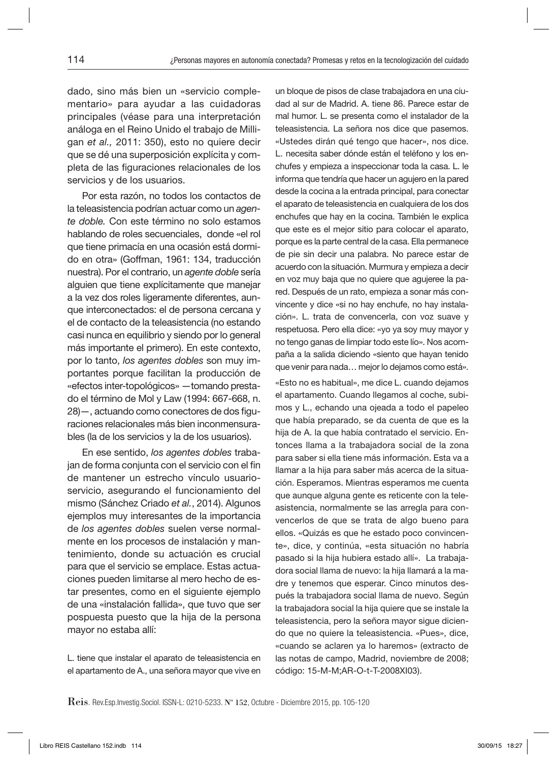dado, sino más bien un «servicio complementario» para ayudar a las cuidadoras principales (véase para una interpretación análoga en el Reino Unido el trabajo de Milligan *et al.,* 2011: 350), esto no quiere decir que se dé una superposición explícita y completa de las figuraciones relacionales de los servicios y de los usuarios.

Por esta razón, no todos los contactos de la teleasistencia podrían actuar como un *agente doble.* Con este término no solo estamos hablando de roles secuenciales, donde «el rol que tiene primacía en una ocasión está dormido en otra» (Goffman, 1961: 134, traducción nuestra). Por el contrario, un *agente doble* sería alguien que tiene explícitamente que manejar a la vez dos roles ligeramente diferentes, aunque interconectados: el de persona cercana y el de contacto de la teleasistencia (no estando casi nunca en equilibrio y siendo por lo general más importante el primero). En este contexto, por lo tanto, *los agentes dobles* son muy importantes porque facilitan la producción de «efectos inter-topológicos» —tomando prestado el término de Mol y Law (1994: 667-668, n. 28)—, actuando como conectores de dos figuraciones relacionales más bien inconmensurables (la de los servicios y la de los usuarios).

En ese sentido, *los agentes dobles* trabajan de forma conjunta con el servicio con el fin de mantener un estrecho vínculo usuario-servicio, asegurando el funcionamiento del mismo (Sánchez Criado *et al.*, 2014). Algunos ejemplos muy interesantes de la importancia de *los agentes dobles* suelen verse normalmente en los procesos de instalación y mantenimiento, donde su actuación es crucial para que el servicio se emplace. Estas actuaciones pueden limitarse al mero hecho de estar presentes, como en el siguiente ejemplo de una «instalación fallida», que tuvo que ser pospuesta puesto que la hija de la persona mayor no estaba allí:

L. tiene que instalar el aparato de teleasistencia en el apartamento de A., una señora mayor que vive en un bloque de pisos de clase trabajadora en una ciudad al sur de Madrid. A. tiene 86. Parece estar de mal humor. L. se presenta como el instalador de la teleasistencia. La señora nos dice que pasemos. «Ustedes dirán qué tengo que hacer», nos dice. L. necesita saber dónde están el teléfono y los enchufes y empieza a inspeccionar toda la casa. L. le informa que tendría que hacer un agujero en la pared desde la cocina a la entrada principal, para conectar el aparato de teleasistencia en cualquiera de los dos enchufes que hay en la cocina. También le explica que este es el mejor sitio para colocar el aparato, porque es la parte central de la casa. Ella permanece de pie sin decir una palabra. No parece estar de acuerdo con la situación. Murmura y empieza a decir en voz muy baja que no quiere que agujeree la pared. Después de un rato, empieza a sonar más convincente y dice «si no hay enchufe, no hay instalación». L. trata de convencerla, con voz suave y respetuosa. Pero ella dice: «yo ya soy muy mayor y no tengo ganas de limpiar todo este lío». Nos acompaña a la salida diciendo «siento que hayan tenido que venir para nada… mejor lo dejamos como está».

«Esto no es habitual», me dice L. cuando dejamos el apartamento. Cuando llegamos al coche, subimos y L., echando una ojeada a todo el papeleo que había preparado, se da cuenta de que es la hija de A. la que había contratado el servicio. Entonces llama a la trabajadora social de la zona para saber si ella tiene más información. Esta va a llamar a la hija para saber más acerca de la situación. Esperamos. Mientras esperamos me cuenta que aunque alguna gente es reticente con la teleasistencia, normalmente se las arregla para convencerlos de que se trata de algo bueno para ellos. «Quizás es que he estado poco convincente», dice, y continúa, «esta situación no habría pasado si la hija hubiera estado allí». La trabajadora social llama de nuevo: la hija llamará a la madre y tenemos que esperar. Cinco minutos después la trabajadora social llama de nuevo. Según la trabajadora social la hija quiere que se instale la teleasistencia, pero la señora mayor sigue diciendo que no quiere la teleasistencia. «Pues», dice, «cuando se aclaren ya lo haremos» (extracto de las notas de campo, Madrid, noviembre de 2008; código: 15-M-M;AR-O-t-T-2008XI03).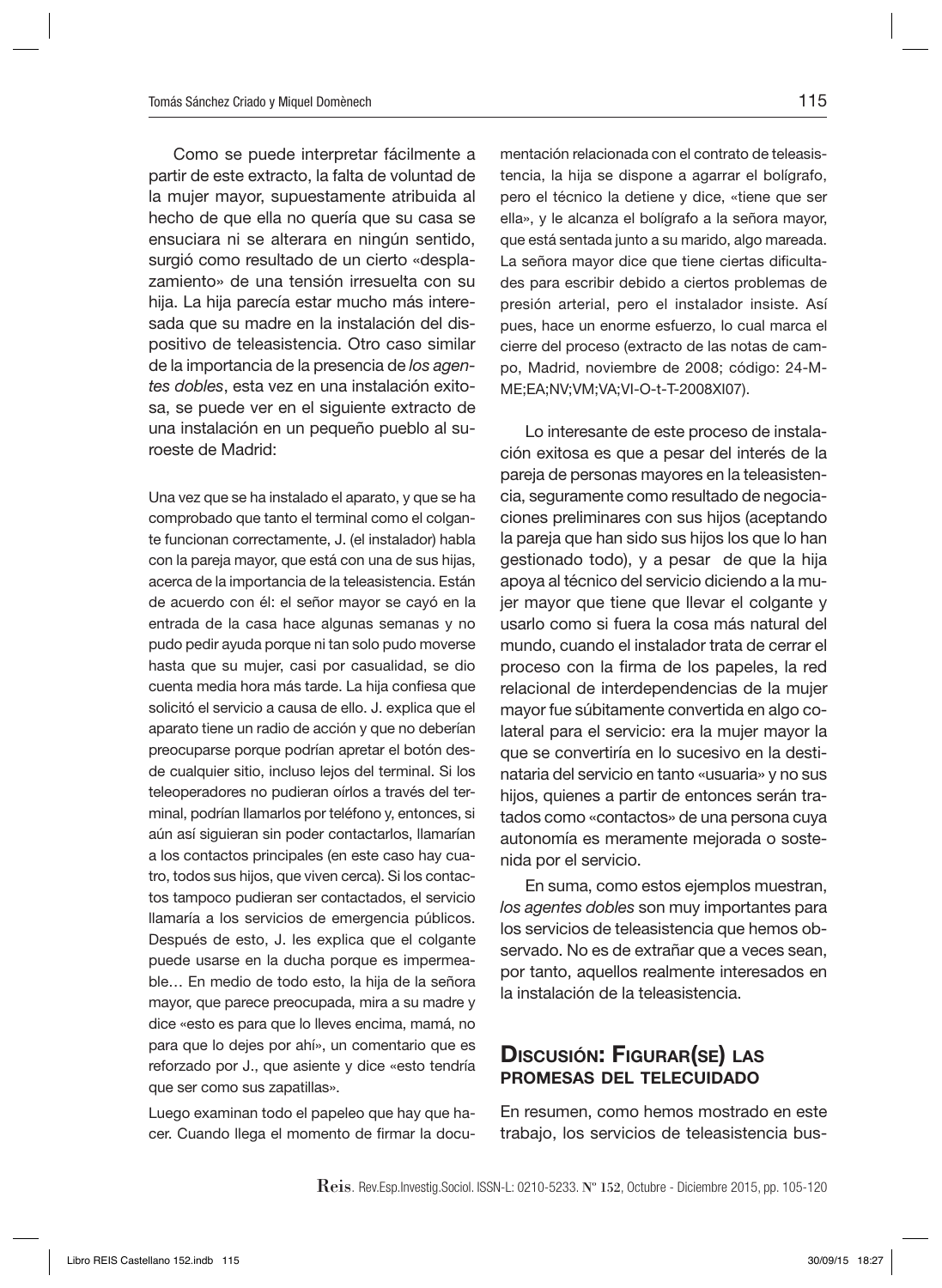Como se puede interpretar fácilmente a partir de este extracto, la falta de voluntad de la mujer mayor, supuestamente atribuida al hecho de que ella no quería que su casa se ensuciara ni se alterara en ningún sentido, surgió como resultado de un cierto «desplazamiento» de una tensión irresuelta con su hija. La hija parecía estar mucho más interesada que su madre en la instalación del dispositivo de teleasistencia. Otro caso similar de la importancia de la presencia de *los agentes dobles*, esta vez en una instalación exitosa, se puede ver en el siguiente extracto de una instalación en un pequeño pueblo al suroeste de Madrid:

> Una vez que se ha instalado el aparato, y que se ha comprobado que tanto el terminal como el colgante funcionan correctamente, J. (el instalador) habla con la pareja mayor, que está con una de sus hijas, acerca de la importancia de la teleasistencia. Están de acuerdo con él: el señor mayor se cayó en la entrada de la casa hace algunas semanas y no pudo pedir ayuda porque ni tan solo pudo moverse hasta que su mujer, casi por casualidad, se dio cuenta media hora más tarde. La hija confiesa que solicitó el servicio a causa de ello. J. explica que el aparato tiene un radio de acción y que no deberían preocuparse porque podrían apretar el botón desde cualquier sitio, incluso lejos del terminal. Si los teleoperadores no pudieran oírlos a través del terminal, podrían llamarlos por teléfono y, entonces, si aún así siguieran sin poder contactarlos, llamarían a los contactos principales (en este caso hay cuatro, todos sus hijos, que viven cerca). Si los contactos tampoco pudieran ser contactados, el servicio llamaría a los servicios de emergencia públicos. Después de esto, J. les explica que el colgante puede usarse en la ducha porque es impermeable… En medio de todo esto, la hija de la señora mayor, que parece preocupada, mira a su madre y dice «esto es para que lo lleves encima, mamá, no para que lo dejes por ahí», un comentario que es reforzado por J., que asiente y dice «esto tendría que ser como sus zapatillas».
>
> Luego examinan todo el papeleo que hay que hacer. Cuando llega el momento de firmar la documentación relacionada con el contrato de teleasistencia, la hija se dispone a agarrar el bolígrafo, pero el técnico la detiene y dice, «tiene que ser ella», y le alcanza el bolígrafo a la señora mayor, que está sentada junto a su marido, algo mareada. La señora mayor dice que tiene ciertas dificultades para escribir debido a ciertos problemas de presión arterial, pero el instalador insiste. Así pues, hace un enorme esfuerzo, lo cual marca el cierre del proceso (extracto de las notas de campo, Madrid, noviembre de 2008; código: 24-M-ME;EA;NV;VM;VA;VI-O-t-T-2008XI07).

Lo interesante de este proceso de instalación exitosa es que a pesar del interés de la pareja de personas mayores en la teleasistencia, seguramente como resultado de negociaciones preliminares con sus hijos (aceptando la pareja que han sido sus hijos los que lo han gestionado todo), y a pesar de que la hija apoya al técnico del servicio diciendo a la mujer mayor que tiene que llevar el colgante y usarlo como si fuera la cosa más natural del mundo, cuando el instalador trata de cerrar el proceso con la firma de los papeles, la red relacional de interdependencias de la mujer mayor fue súbitamente convertida en algo colateral para el servicio: era la mujer mayor la que se convertiría en lo sucesivo en la destinataria del servicio en tanto «usuaria» y no sus hijos, quienes a partir de entonces serán tratados como «contactos» de una persona cuya autonomía es meramente mejorada o sostenida por el servicio.

En suma, como estos ejemplos muestran, *los agentes dobles* son muy importantes para los servicios de teleasistencia que hemos observado. No es de extrañar que a veces sean, por tanto, aquellos realmente interesados en la instalación de la teleasistencia.

## Discusión: Figurar(se) las promesas del telecuidado

En resumen, como hemos mostrado en este trabajo, los servicios de teleasistencia bus-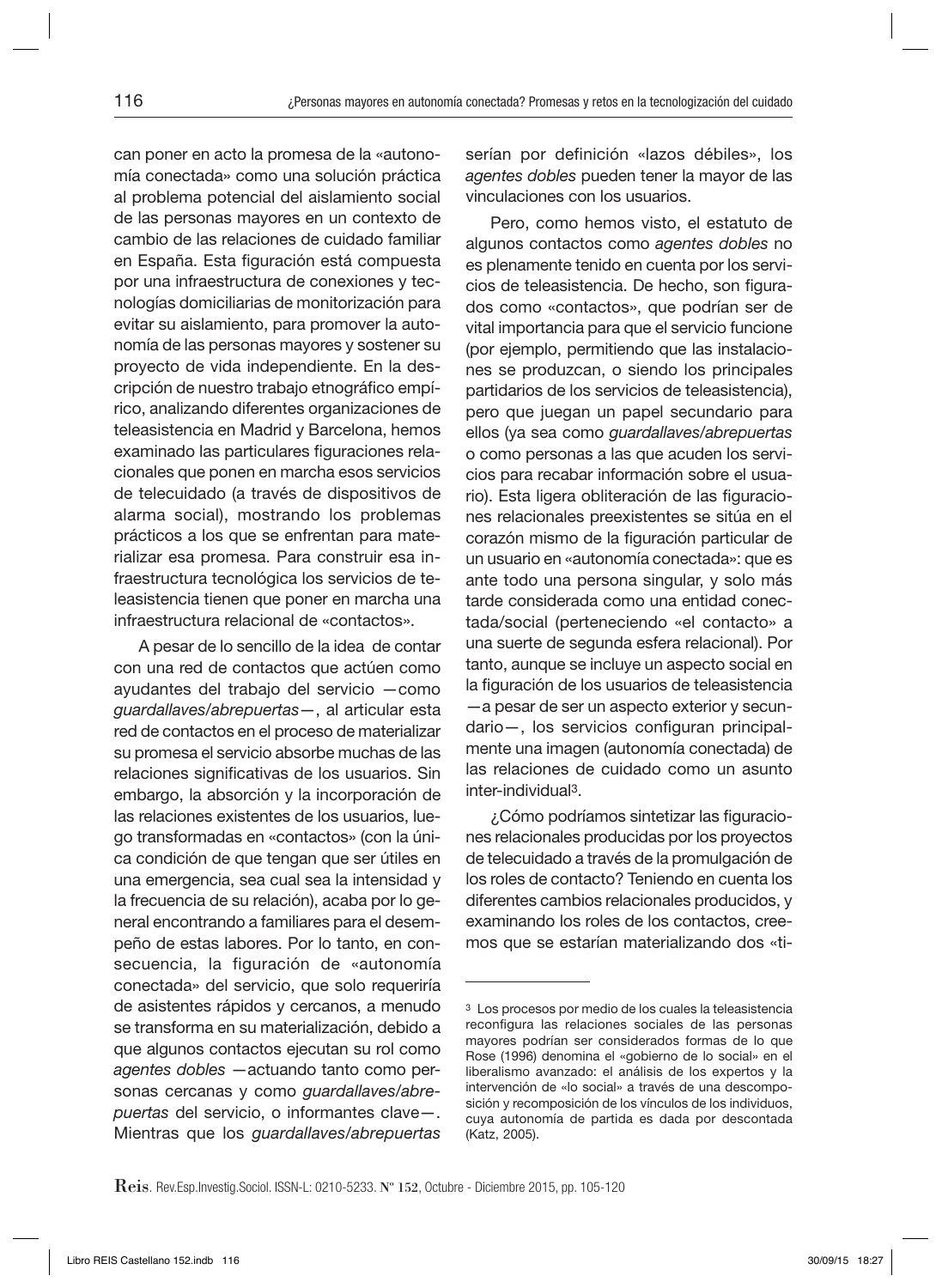can poner en acto la promesa de la «autonomía conectada» como una solución práctica al problema potencial del aislamiento social de las personas mayores en un contexto de cambio de las relaciones de cuidado familiar en España. Esta figuración está compuesta por una infraestructura de conexiones y tecnologías domiciliarias de monitorización para evitar su aislamiento, para promover la autonomía de las personas mayores y sostener su proyecto de vida independiente. En la descripción de nuestro trabajo etnográfico empírico, analizando diferentes organizaciones de teleasistencia en Madrid y Barcelona, hemos examinado las particulares figuraciones relacionales que ponen en marcha esos servicios de telecuidado (a través de dispositivos de alarma social), mostrando los problemas prácticos a los que se enfrentan para materializar esa promesa. Para construir esa infraestructura tecnológica los servicios de teleasistencia tienen que poner en marcha una infraestructura relacional de «contactos».

A pesar de lo sencillo de la idea de contar con una red de contactos que actúen como ayudantes del trabajo del servicio —como *guardallaves/abrepuertas*—, al articular esta red de contactos en el proceso de materializar su promesa el servicio absorbe muchas de las relaciones significativas de los usuarios. Sin embargo, la absorción y la incorporación de las relaciones existentes de los usuarios, luego transformadas en «contactos» (con la única condición de que tengan que ser útiles en una emergencia, sea cual sea la intensidad y la frecuencia de su relación), acaba por lo general encontrando a familiares para el desempeño de estas labores. Por lo tanto, en consecuencia, la figuración de «autonomía conectada» del servicio, que solo requeriría de asistentes rápidos y cercanos, a menudo se transforma en su materialización, debido a que algunos contactos ejecutan su rol como *agentes dobles* —actuando tanto como personas cercanas y como *guardallaves/abrepuertas* del servicio, o informantes clave—. Mientras que los *guardallaves/abrepuertas* serían por definición «lazos débiles», los *agentes dobles* pueden tener la mayor de las vinculaciones con los usuarios.

Pero, como hemos visto, el estatuto de algunos contactos como *agentes dobles* no es plenamente tenido en cuenta por los servicios de teleasistencia. De hecho, son figurados como «contactos», que podrían ser de vital importancia para que el servicio funcione (por ejemplo, permitiendo que las instalaciones se produzcan, o siendo los principales partidarios de los servicios de teleasistencia), pero que juegan un papel secundario para ellos (ya sea como *guardallaves/abrepuertas* o como personas a las que acuden los servicios para recabar información sobre el usuario). Esta ligera obliteración de las figuraciones relacionales preexistentes se sitúa en el corazón mismo de la figuración particular de un usuario en «autonomía conectada»: que es ante todo una persona singular, y solo más tarde considerada como una entidad conectada/social (perteneciendo «el contacto» a una suerte de segunda esfera relacional). Por tanto, aunque se incluye un aspecto social en la figuración de los usuarios de teleasistencia —a pesar de ser un aspecto exterior y secundario—, los servicios configuran principalmente una imagen (autonomía conectada) de las relaciones de cuidado como un asunto inter-individual[3].

¿Cómo podríamos sintetizar las figuraciones relacionales producidas por los proyectos de telecuidado a través de la promulgación de los roles de contacto? Teniendo en cuenta los diferentes cambios relacionales producidos, y examinando los roles de los contactos, creemos que se estarían materializando dos «ti-

---

[3] Los procesos por medio de los cuales la teleasistencia reconfigura las relaciones sociales de las personas mayores podrían ser considerados formas de lo que Rose (1996) denomina el «gobierno de lo social» en el liberalismo avanzado: el análisis de los expertos y la intervención de «lo social» a través de una descomposición y recomposición de los vínculos de los individuos, cuya autonomía de partida es dada por descontada (Katz, 2005).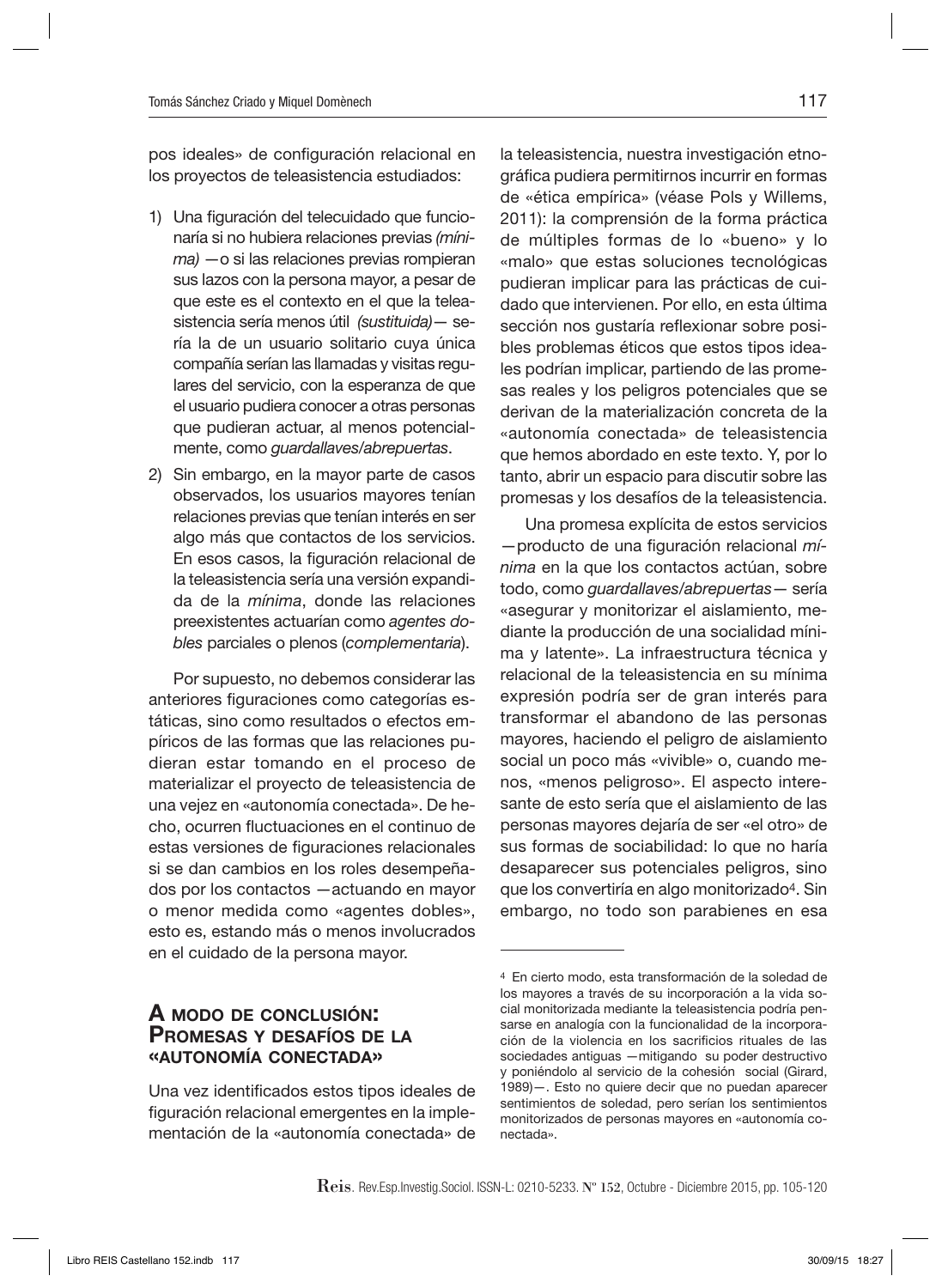pos ideales» de configuración relacional en los proyectos de teleasistencia estudiados:

1) Una figuración del telecuidado que funcionaría si no hubiera relaciones previas *(mínima)* —o si las relaciones previas rompieran sus lazos con la persona mayor, a pesar de que este es el contexto en el que la teleasistencia sería menos útil *(sustituida)*— sería la de un usuario solitario cuya única compañía serían las llamadas y visitas regulares del servicio, con la esperanza de que el usuario pudiera conocer a otras personas que pudieran actuar, al menos potencialmente, como *guardallaves/abrepuertas*.
2) Sin embargo, en la mayor parte de casos observados, los usuarios mayores tenían relaciones previas que tenían interés en ser algo más que contactos de los servicios. En esos casos, la figuración relacional de la teleasistencia sería una versión expandida de la *mínima*, donde las relaciones preexistentes actuarían como *agentes dobles* parciales o plenos (*complementaria*).

Por supuesto, no debemos considerar las anteriores figuraciones como categorías estáticas, sino como resultados o efectos empíricos de las formas que las relaciones pudieran estar tomando en el proceso de materializar el proyecto de teleasistencia de una vejez en «autonomía conectada». De hecho, ocurren fluctuaciones en el continuo de estas versiones de figuraciones relacionales si se dan cambios en los roles desempeñados por los contactos —actuando en mayor o menor medida como «agentes dobles», esto es, estando más o menos involucrados en el cuidado de la persona mayor.

## A modo de conclusión: Promesas y desafíos de la «autonomía conectada»

Una vez identificados estos tipos ideales de figuración relacional emergentes en la implementación de la «autonomía conectada» de la teleasistencia, nuestra investigación etnográfica pudiera permitirnos incurrir en formas de «ética empírica» (véase Pols y Willems, 2011): la comprensión de la forma práctica de múltiples formas de lo «bueno» y lo «malo» que estas soluciones tecnológicas pudieran implicar para las prácticas de cuidado que intervienen. Por ello, en esta última sección nos gustaría reflexionar sobre posibles problemas éticos que estos tipos ideales podrían implicar, partiendo de las promesas reales y los peligros potenciales que se derivan de la materialización concreta de la «autonomía conectada» de teleasistencia que hemos abordado en este texto. Y, por lo tanto, abrir un espacio para discutir sobre las promesas y los desafíos de la teleasistencia.

Una promesa explícita de estos servicios —producto de una figuración relacional *mínima* en la que los contactos actúan, sobre todo, como *guardallaves/abrepuertas*— sería «asegurar y monitorizar el aislamiento, mediante la producción de una socialidad mínima y latente». La infraestructura técnica y relacional de la teleasistencia en su mínima expresión podría ser de gran interés para transformar el abandono de las personas mayores, haciendo el peligro de aislamiento social un poco más «vivible» o, cuando menos, «menos peligroso». El aspecto interesante de esto sería que el aislamiento de las personas mayores dejaría de ser «el otro» de sus formas de sociabilidad: lo que no haría desaparecer sus potenciales peligros, sino que los convertiría en algo monitorizado[4]. Sin embargo, no todo son parabienes en esa

[4] En cierto modo, esta transformación de la soledad de los mayores a través de su incorporación a la vida social monitorizada mediante la teleasistencia podría pensarse en analogía con la funcionalidad de la incorporación de la violencia en los sacrificios rituales de las sociedades antiguas —mitigando su poder destructivo y poniéndolo al servicio de la cohesión social (Girard, 1989)—. Esto no quiere decir que no puedan aparecer sentimientos de soledad, pero serían los sentimientos monitorizados de personas mayores en «autonomía conectada».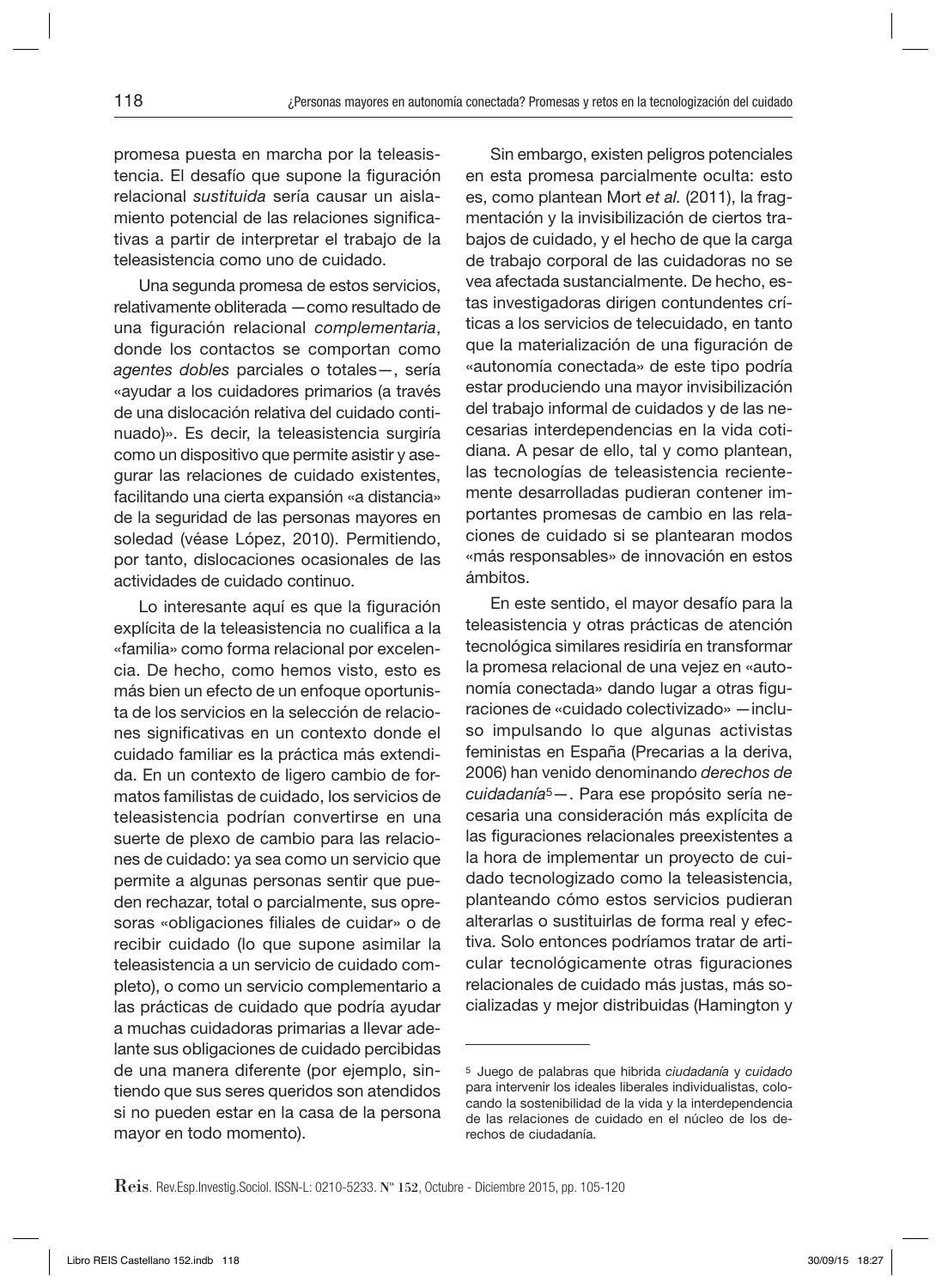promesa puesta en marcha por la teleasistencia. El desafío que supone la figuración relacional *sustituida* sería causar un aislamiento potencial de las relaciones significativas a partir de interpretar el trabajo de la teleasistencia como uno de cuidado.

Una segunda promesa de estos servicios, relativamente obliterada —como resultado de una figuración relacional *complementaria*, donde los contactos se comportan como *agentes dobles* parciales o totales—, sería «ayudar a los cuidadores primarios (a través de una dislocación relativa del cuidado continuado)». Es decir, la teleasistencia surgiría como un dispositivo que permite asistir y asegurar las relaciones de cuidado existentes, facilitando una cierta expansión «a distancia» de la seguridad de las personas mayores en soledad (véase López, 2010). Permitiendo, por tanto, dislocaciones ocasionales de las actividades de cuidado continuo.

Lo interesante aquí es que la figuración explícita de la teleasistencia no cualifica a la «familia» como forma relacional por excelencia. De hecho, como hemos visto, esto es más bien un efecto de un enfoque oportunista de los servicios en la selección de relaciones significativas en un contexto donde el cuidado familiar es la práctica más extendida. En un contexto de ligero cambio de formatos familistas de cuidado, los servicios de teleasistencia podrían convertirse en una suerte de plexo de cambio para las relaciones de cuidado: ya sea como un servicio que permite a algunas personas sentir que pueden rechazar, total o parcialmente, sus opresoras «obligaciones filiales de cuidar» o de recibir cuidado (lo que supone asimilar la teleasistencia a un servicio de cuidado completo), o como un servicio complementario a las prácticas de cuidado que podría ayudar a muchas cuidadoras primarias a llevar adelante sus obligaciones de cuidado percibidas de una manera diferente (por ejemplo, sintiendo que sus seres queridos son atendidos si no pueden estar en la casa de la persona mayor en todo momento).

Sin embargo, existen peligros potenciales en esta promesa parcialmente oculta: esto es, como plantean Mort *et al.* (2011), la fragmentación y la invisibilización de ciertos trabajos de cuidado, y el hecho de que la carga de trabajo corporal de las cuidadoras no se vea afectada sustancialmente. De hecho, estas investigadoras dirigen contundentes críticas a los servicios de telecuidado, en tanto que la materialización de una figuración de «autonomía conectada» de este tipo podría estar produciendo una mayor invisibilización del trabajo informal de cuidados y de las necesarias interdependencias en la vida cotidiana. A pesar de ello, tal y como plantean, las tecnologías de teleasistencia recientemente desarrolladas pudieran contener importantes promesas de cambio en las relaciones de cuidado si se plantearan modos «más responsables» de innovación en estos ámbitos.

En este sentido, el mayor desafío para la teleasistencia y otras prácticas de atención tecnológica similares residiría en transformar la promesa relacional de una vejez en «autonomía conectada» dando lugar a otras figuraciones de «cuidado colectivizado» —incluso impulsando lo que algunas activistas feministas en España (Precarias a la deriva, 2006) han venido denominando *derechos de cuidadanía*[5]—. Para ese propósito sería necesaria una consideración más explícita de las figuraciones relacionales preexistentes a la hora de implementar un proyecto de cuidado tecnologizado como la teleasistencia, planteando cómo estos servicios pudieran alterarlas o sustituirlas de forma real y efectiva. Solo entonces podríamos tratar de articular tecnológicamente otras figuraciones relacionales de cuidado más justas, más socializadas y mejor distribuidas (Hamington y

[5] Juego de palabras que hibrida *ciudadanía* y *cuidado* para intervenir los ideales liberales individualistas, colocando la sostenibilidad de la vida y la interdependencia de las relaciones de cuidado en el núcleo de los derechos de ciudadanía.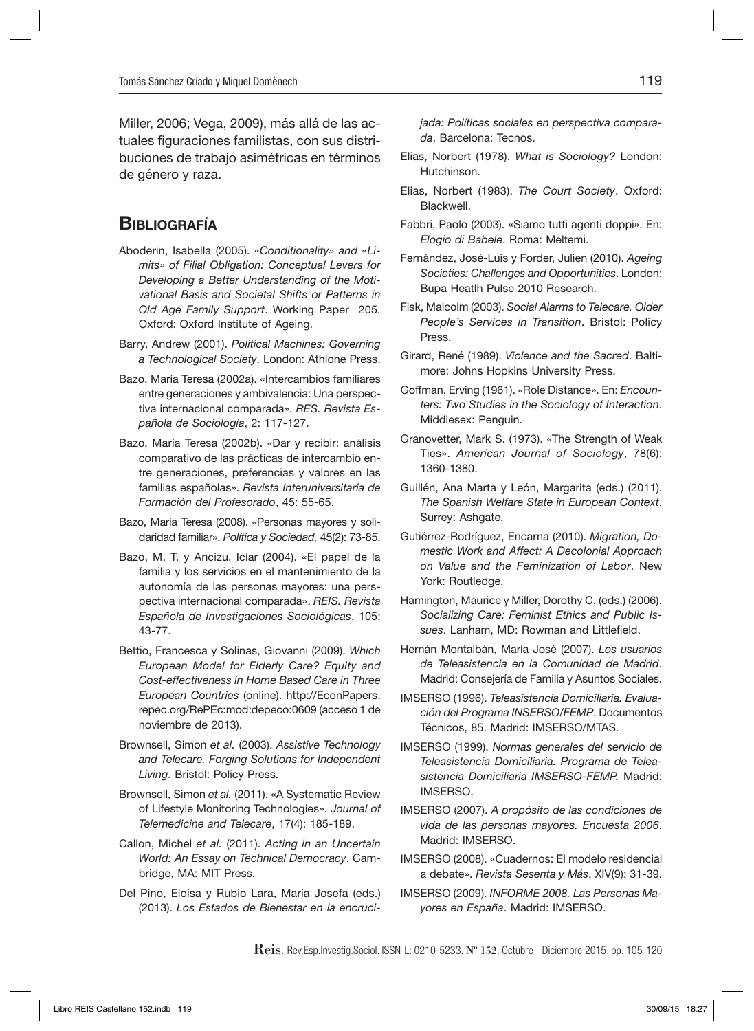Miller, 2006; Vega, 2009), más allá de las actuales figuraciones familistas, con sus distribuciones de trabajo asimétricas en términos de género y raza.

## Bibliografía

Aboderin, Isabella (2005). *«Conditionality» and «Limits» of Filial Obligation: Conceptual Levers for Developing a Better Understanding of the Motivational Basis and Societal Shifts or Patterns in Old Age Family Support*. Working Paper 205. Oxford: Oxford Institute of Ageing.

Barry, Andrew (2001). *Political Machines: Governing a Technological Society*. London: Athlone Press.

Bazo, María Teresa (2002a). «Intercambios familiares entre generaciones y ambivalencia: Una perspectiva internacional comparada». *RES. Revista Española de Sociología*, 2: 117-127.

Bazo, María Teresa (2002b). «Dar y recibir: análisis comparativo de las prácticas de intercambio entre generaciones, preferencias y valores en las familias españolas». *Revista Interuniversitaria de Formación del Profesorado*, 45: 55-65.

Bazo, María Teresa (2008). «Personas mayores y solidaridad familiar». *Política y Sociedad,* 45(2): 73-85.

Bazo, M. T. y Ancizu, Icíar (2004). «El papel de la familia y los servicios en el mantenimiento de la autonomía de las personas mayores: una perspectiva internacional comparada». *REIS. Revista Española de Investigaciones Sociológicas*, 105: 43-77.

Bettio, Francesca y Solinas, Giovanni (2009). *Which European Model for Elderly Care? Equity and Cost-effectiveness in Home Based Care in Three European Countries* (online). http://EconPapers.repec.org/RePEc:mod:depeco:0609 (acceso 1 de noviembre de 2013).

Brownsell, Simon *et al.* (2003). *Assistive Technology and Telecare. Forging Solutions for Independent Living*. Bristol: Policy Press.

Brownsell, Simon *et al.* (2011). «A Systematic Review of Lifestyle Monitoring Technologies». *Journal of Telemedicine and Telecare*, 17(4): 185-189.

Callon, Michel *et al.* (2011). *Acting in an Uncertain World: An Essay on Technical Democracy*. Cambridge, MA: MIT Press.

Del Pino, Eloísa y Rubio Lara, María Josefa (eds.) (2013). *Los Estados de Bienestar en la encrucijada: Políticas sociales en perspectiva comparada*. Barcelona: Tecnos.

Elias, Norbert (1978). *What is Sociology?* London: Hutchinson.

Elias, Norbert (1983). *The Court Society*. Oxford: Blackwell.

Fabbri, Paolo (2003). «Siamo tutti agenti doppi». En: *Elogio di Babele*. Roma: Meltemi.

Fernández, José-Luis y Forder, Julien (2010). *Ageing Societies: Challenges and Opportunities*. London: Bupa Heatlh Pulse 2010 Research.

Fisk, Malcolm (2003). *Social Alarms to Telecare. Older People's Services in Transition*. Bristol: Policy Press.

Girard, René (1989). *Violence and the Sacred*. Baltimore: Johns Hopkins University Press.

Goffman, Erving (1961). «Role Distance». En: *Encounters: Two Studies in the Sociology of Interaction*. Middlesex: Penguin.

Granovetter, Mark S. (1973). «The Strength of Weak Ties». *American Journal of Sociology*, 78(6): 1360-1380.

Guillén, Ana Marta y León, Margarita (eds.) (2011). *The Spanish Welfare State in European Context*. Surrey: Ashgate.

Gutiérrez-Rodríguez, Encarna (2010). *Migration, Domestic Work and Affect: A Decolonial Approach on Value and the Feminization of Labor*. New York: Routledge.

Hamington, Maurice y Miller, Dorothy C. (eds.) (2006). *Socializing Care: Feminist Ethics and Public Issues*. Lanham, MD: Rowman and Littlefield.

Hernán Montalbán, María José (2007). *Los usuarios de Teleasistencia en la Comunidad de Madrid*. Madrid: Consejería de Familia y Asuntos Sociales.

IMSERSO (1996). *Teleasistencia Domiciliaria. Evaluación del Programa INSERSO/FEMP*. Documentos Técnicos, 85. Madrid: IMSERSO/MTAS.

IMSERSO (1999). *Normas generales del servicio de Teleasistencia Domiciliaria. Programa de Teleasistencia Domiciliaria IMSERSO-FEMP.* Madrid: IMSERSO.

IMSERSO (2007). *A propósito de las condiciones de vida de las personas mayores. Encuesta 2006*. Madrid: IMSERSO.

IMSERSO (2008). «Cuadernos: El modelo residencial a debate». *Revista Sesenta y Más*, XIV(9): 31-39.

IMSERSO (2009). *INFORME 2008. Las Personas Mayores en España*. Madrid: IMSERSO.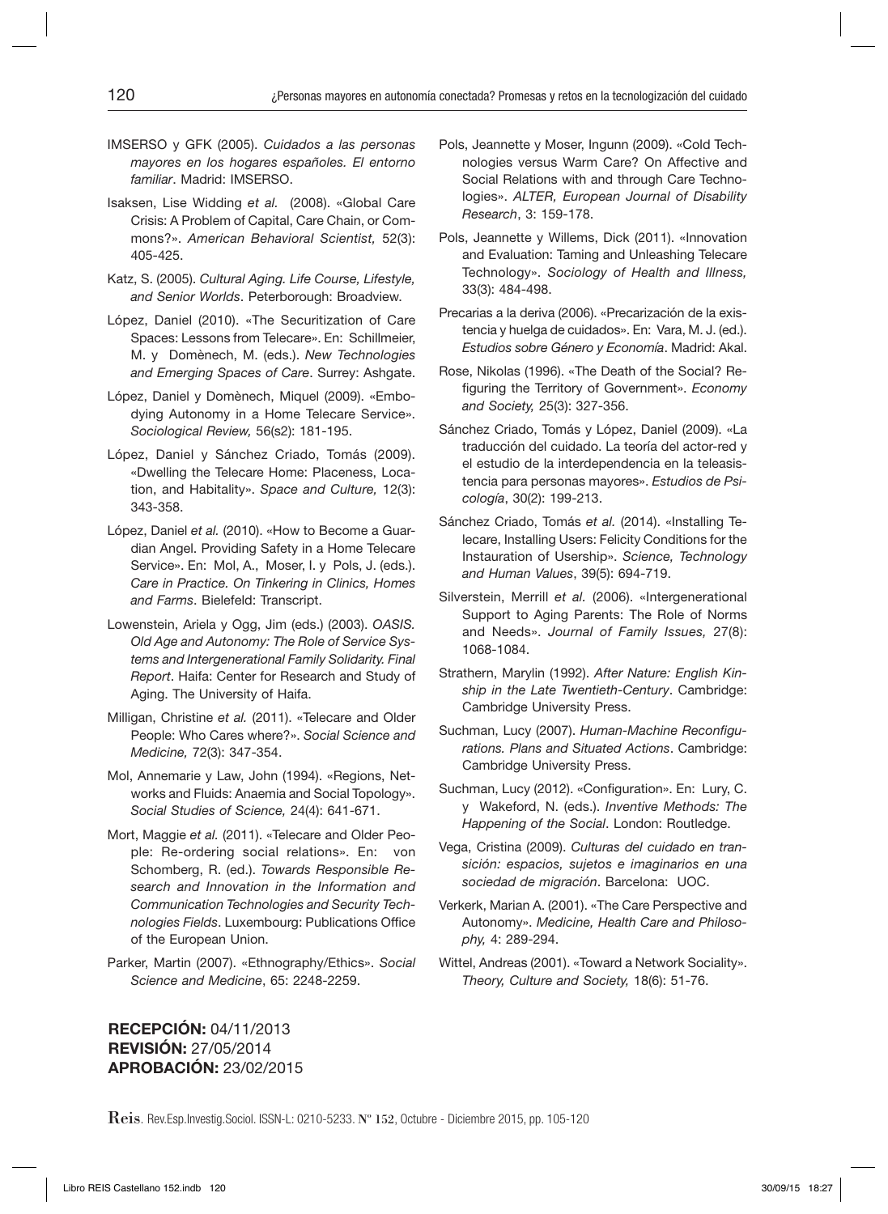IMSERSO y GFK (2005). *Cuidados a las personas mayores en los hogares españoles. El entorno familiar*. Madrid: IMSERSO.

Isaksen, Lise Widding *et al.* (2008). «Global Care Crisis: A Problem of Capital, Care Chain, or Commons?». *American Behavioral Scientist,* 52(3): 405-425.

Katz, S. (2005). *Cultural Aging. Life Course, Lifestyle, and Senior Worlds*. Peterborough: Broadview.

López, Daniel (2010). «The Securitization of Care Spaces: Lessons from Telecare». En: Schillmeier, M. y Domènech, M. (eds.). *New Technologies and Emerging Spaces of Care*. Surrey: Ashgate.

López, Daniel y Domènech, Miquel (2009). «Embodying Autonomy in a Home Telecare Service». *Sociological Review,* 56(s2): 181-195.

López, Daniel y Sánchez Criado, Tomás (2009). «Dwelling the Telecare Home: Placeness, Location, and Habitality». *Space and Culture,* 12(3): 343-358.

López, Daniel *et al.* (2010). «How to Become a Guardian Angel. Providing Safety in a Home Telecare Service». En: Mol, A., Moser, I. y Pols, J. (eds.). *Care in Practice. On Tinkering in Clinics, Homes and Farms*. Bielefeld: Transcript.

Lowenstein, Ariela y Ogg, Jim (eds.) (2003). *OASIS. Old Age and Autonomy: The Role of Service Systems and Intergenerational Family Solidarity. Final Report*. Haifa: Center for Research and Study of Aging. The University of Haifa.

Milligan, Christine *et al.* (2011). «Telecare and Older People: Who Cares where?». *Social Science and Medicine,* 72(3): 347-354.

Mol, Annemarie y Law, John (1994). «Regions, Networks and Fluids: Anaemia and Social Topology». *Social Studies of Science,* 24(4): 641-671.

Mort, Maggie *et al.* (2011). «Telecare and Older People: Re-ordering social relations». En: von Schomberg, R. (ed.). *Towards Responsible Research and Innovation in the Information and Communication Technologies and Security Technologies Fields*. Luxembourg: Publications Office of the European Union.

Parker, Martin (2007). «Ethnography/Ethics». *Social Science and Medicine*, 65: 2248-2259.

Pols, Jeannette y Moser, Ingunn (2009). «Cold Technologies versus Warm Care? On Affective and Social Relations with and through Care Technologies». *ALTER, European Journal of Disability Research*, 3: 159-178.

Pols, Jeannette y Willems, Dick (2011). «Innovation and Evaluation: Taming and Unleashing Telecare Technology». *Sociology of Health and Illness,* 33(3): 484-498.

Precarias a la deriva (2006). «Precarización de la existencia y huelga de cuidados». En: Vara, M. J. (ed.). *Estudios sobre Género y Economía*. Madrid: Akal.

Rose, Nikolas (1996). «The Death of the Social? Refiguring the Territory of Government». *Economy and Society,* 25(3): 327-356.

Sánchez Criado, Tomás y López, Daniel (2009). «La traducción del cuidado. La teoría del actor-red y el estudio de la interdependencia en la teleasistencia para personas mayores». *Estudios de Psicología*, 30(2): 199-213.

Sánchez Criado, Tomás *et al.* (2014). «Installing Telecare, Installing Users: Felicity Conditions for the Instauration of Usership». *Science, Technology and Human Values*, 39(5): 694-719.

Silverstein, Merrill *et al.* (2006). «Intergenerational Support to Aging Parents: The Role of Norms and Needs». *Journal of Family Issues,* 27(8): 1068-1084.

Strathern, Marylin (1992). *After Nature: English Kinship in the Late Twentieth-Century*. Cambridge: Cambridge University Press.

Suchman, Lucy (2007). *Human-Machine Reconfigurations. Plans and Situated Actions*. Cambridge: Cambridge University Press.

Suchman, Lucy (2012). «Configuration». En: Lury, C. y Wakeford, N. (eds.). *Inventive Methods: The Happening of the Social*. London: Routledge.

Vega, Cristina (2009). *Culturas del cuidado en transición: espacios, sujetos e imaginarios en una sociedad de migración*. Barcelona: UOC.

Verkerk, Marian A. (2001). «The Care Perspective and Autonomy». *Medicine, Health Care and Philosophy,* 4: 289-294.

Wittel, Andreas (2001). «Toward a Network Sociality». *Theory, Culture and Society,* 18(6): 51-76.

**RECEPCIÓN:** 04/11/2013
**REVISIÓN:** 27/05/2014
**APROBACIÓN:** 23/02/2015